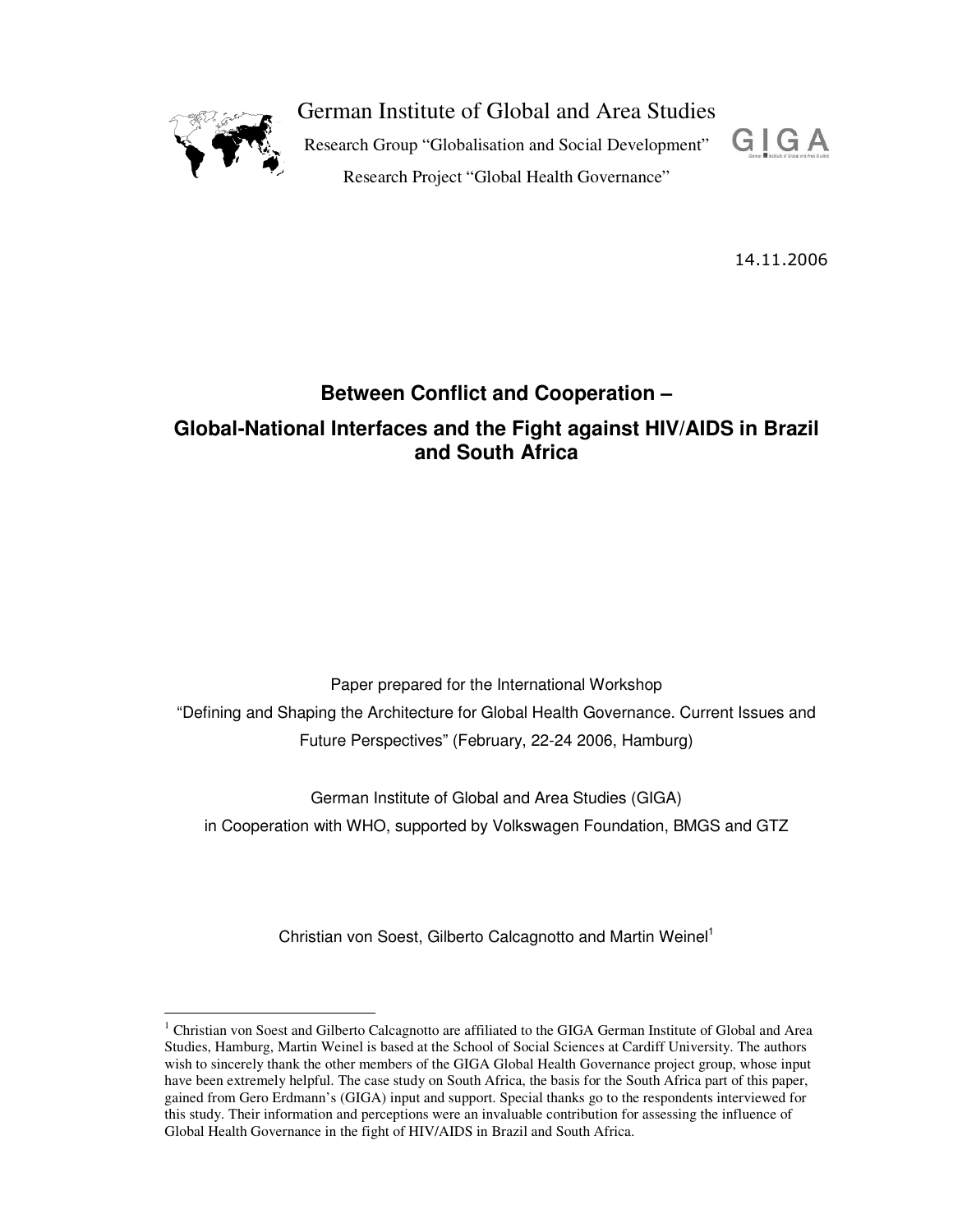German Institute of Global and Area Studies

Research Group "Globalisation and Social Development"

Research Project "Global Health Governance"

14.11.2006

# Between Conflict and Cooperation – Global-National Interfaces and the Fight against HIV/AIDS in Brazil and South Africa

Paper prepared for the International Workshop

"Defining and Shaping the Architecture for Global Health Governance. Current Issues and Future Perspectives" (February, 22-24 2006, Hamburg)

German Institute of Global and Area Studies (GIGA)

in Cooperation with WHO, supported by Volkswagen Foundation, BMGS and GTZ

Christian von Soest, Gilberto Calcagnotto and Martin Weinel[1]

---

[1] Christian von Soest and Gilberto Calcagnotto are affiliated to the GIGA German Institute of Global and Area Studies, Hamburg, Martin Weinel is based at the School of Social Sciences at Cardiff University. The authors wish to sincerely thank the other members of the GIGA Global Health Governance project group, whose input have been extremely helpful. The case study on South Africa, the basis for the South Africa part of this paper, gained from Gero Erdmann's (GIGA) input and support. Special thanks go to the respondents interviewed for this study. Their information and perceptions were an invaluable contribution for assessing the influence of Global Health Governance in the fight of HIV/AIDS in Brazil and South Africa.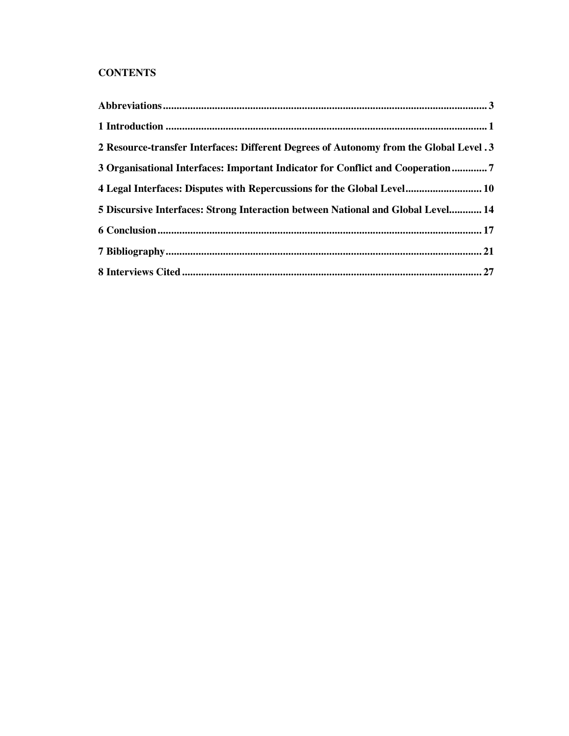**CONTENTS**

**Abbreviations ........................................................................................................ 3**

**1 Introduction ........................................................................................................ 1**

**2 Resource-transfer Interfaces: Different Degrees of Autonomy from the Global Level . 3**

**3 Organisational Interfaces: Important Indicator for Conflict and Cooperation ............. 7**

**4 Legal Interfaces: Disputes with Repercussions for the Global Level ............................ 10**

**5 Discursive Interfaces: Strong Interaction between National and Global Level............ 14**

**6 Conclusion ........................................................................................................ 17**

**7 Bibliography ........................................................................................................ 21**

**8 Interviews Cited ........................................................................................................ 27**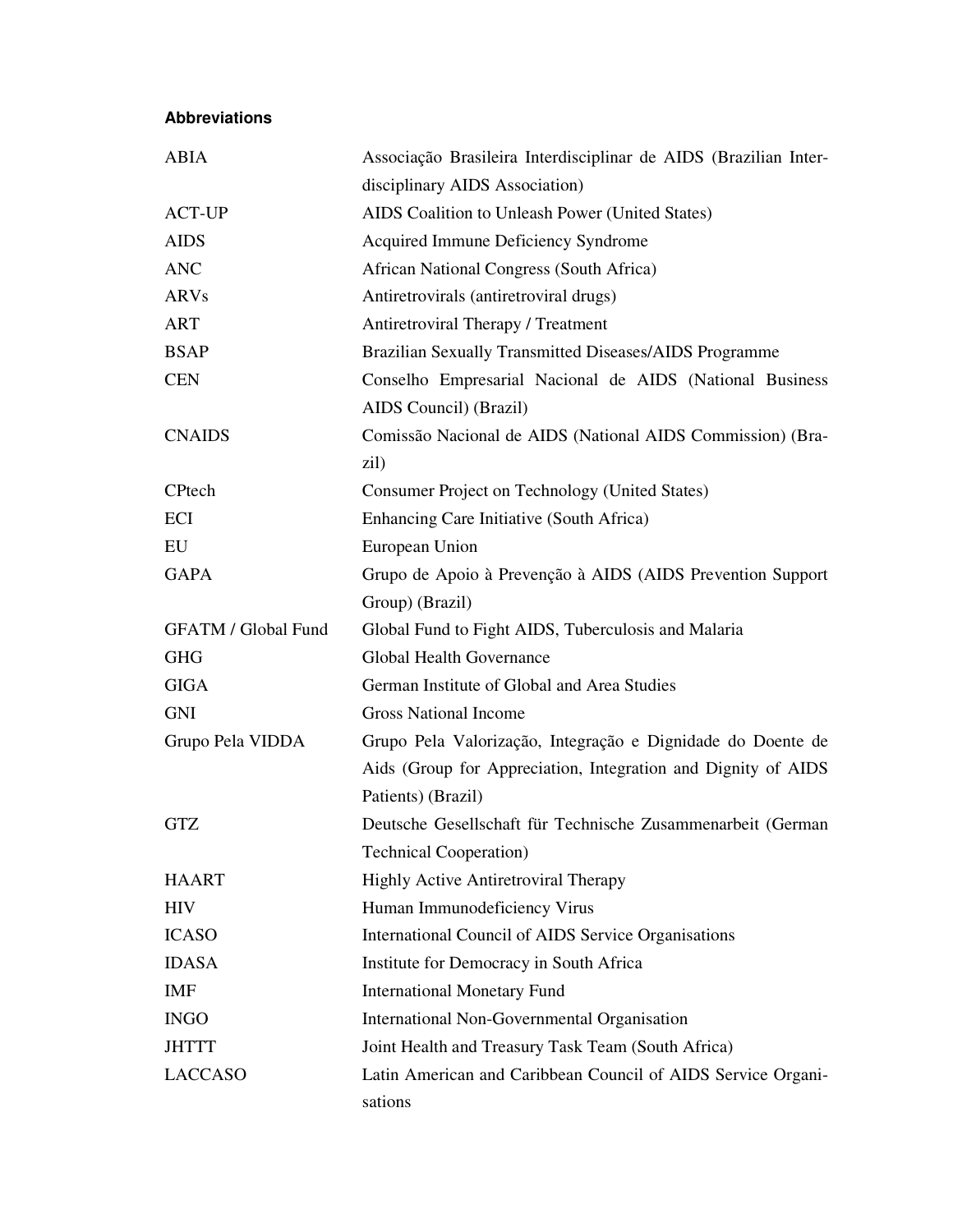**Abbreviations**

| | |
|---|---|
| ABIA | Associação Brasileira Interdisciplinar de AIDS (Brazilian Interdisciplinary AIDS Association) |
| ACT-UP | AIDS Coalition to Unleash Power (United States) |
| AIDS | Acquired Immune Deficiency Syndrome |
| ANC | African National Congress (South Africa) |
| ARVs | Antiretrovirals (antiretroviral drugs) |
| ART | Antiretroviral Therapy / Treatment |
| BSAP | Brazilian Sexually Transmitted Diseases/AIDS Programme |
| CEN | Conselho Empresarial Nacional de AIDS (National Business AIDS Council) (Brazil) |
| CNAIDS | Comissão Nacional de AIDS (National AIDS Commission) (Brazil) |
| CPtech | Consumer Project on Technology (United States) |
| ECI | Enhancing Care Initiative (South Africa) |
| EU | European Union |
| GAPA | Grupo de Apoio à Prevenção à AIDS (AIDS Prevention Support Group) (Brazil) |
| GFATM / Global Fund | Global Fund to Fight AIDS, Tuberculosis and Malaria |
| GHG | Global Health Governance |
| GIGA | German Institute of Global and Area Studies |
| GNI | Gross National Income |
| Grupo Pela VIDDA | Grupo Pela Valorização, Integração e Dignidade do Doente de Aids (Group for Appreciation, Integration and Dignity of AIDS Patients) (Brazil) |
| GTZ | Deutsche Gesellschaft für Technische Zusammenarbeit (German Technical Cooperation) |
| HAART | Highly Active Antiretroviral Therapy |
| HIV | Human Immunodeficiency Virus |
| ICASO | International Council of AIDS Service Organisations |
| IDASA | Institute for Democracy in South Africa |
| IMF | International Monetary Fund |
| INGO | International Non-Governmental Organisation |
| JHTTT | Joint Health and Treasury Task Team (South Africa) |
| LACCASO | Latin American and Caribbean Council of AIDS Service Organisations |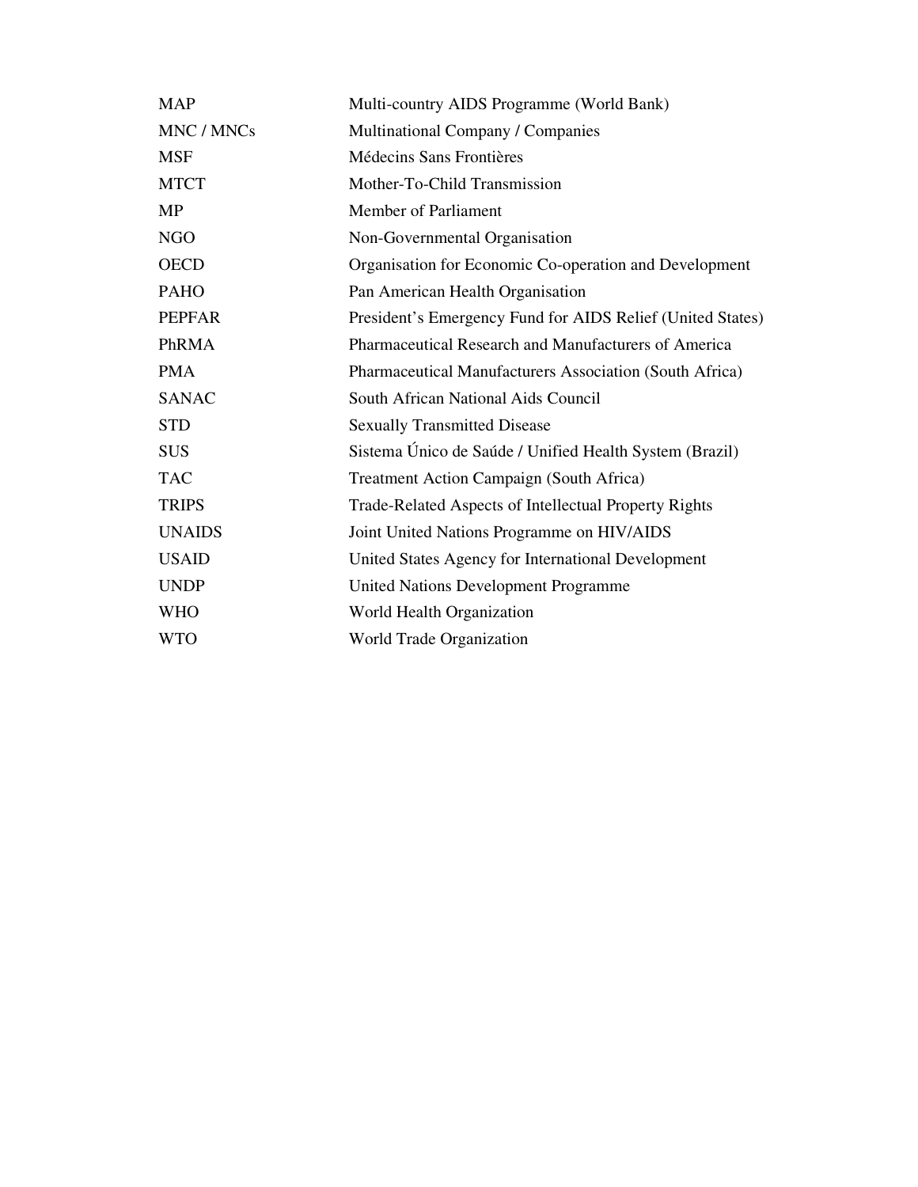| | |
|---|---|
| MAP | Multi-country AIDS Programme (World Bank) |
| MNC / MNCs | Multinational Company / Companies |
| MSF | Médecins Sans Frontières |
| MTCT | Mother-To-Child Transmission |
| MP | Member of Parliament |
| NGO | Non-Governmental Organisation |
| OECD | Organisation for Economic Co-operation and Development |
| PAHO | Pan American Health Organisation |
| PEPFAR | President's Emergency Fund for AIDS Relief (United States) |
| PhRMA | Pharmaceutical Research and Manufacturers of America |
| PMA | Pharmaceutical Manufacturers Association (South Africa) |
| SANAC | South African National Aids Council |
| STD | Sexually Transmitted Disease |
| SUS | Sistema Único de Saúde / Unified Health System (Brazil) |
| TAC | Treatment Action Campaign (South Africa) |
| TRIPS | Trade-Related Aspects of Intellectual Property Rights |
| UNAIDS | Joint United Nations Programme on HIV/AIDS |
| USAID | United States Agency for International Development |
| UNDP | United Nations Development Programme |
| WHO | World Health Organization |
| WTO | World Trade Organization |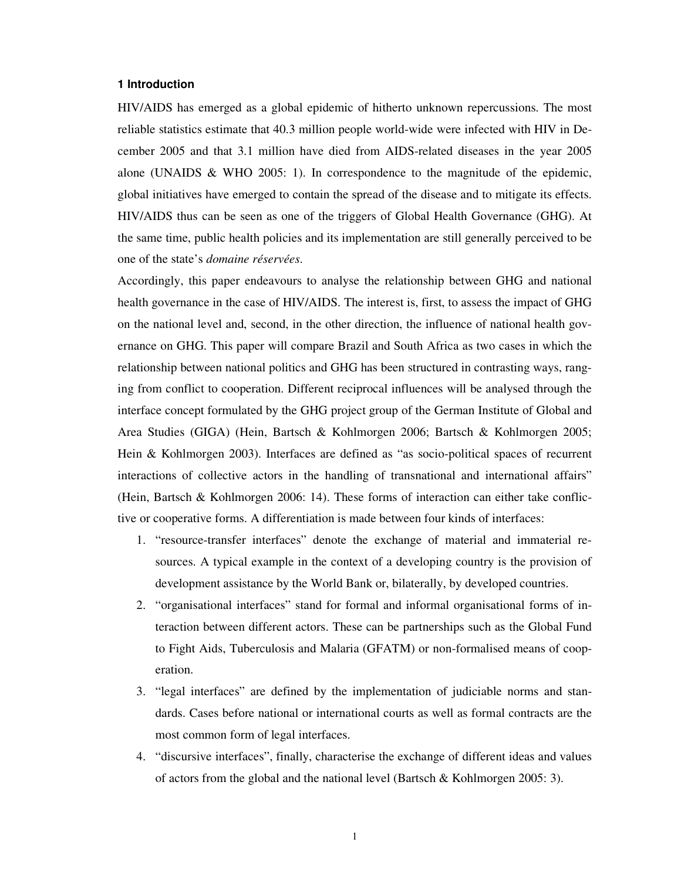### 1 Introduction

HIV/AIDS has emerged as a global epidemic of hitherto unknown repercussions. The most reliable statistics estimate that 40.3 million people world-wide were infected with HIV in December 2005 and that 3.1 million have died from AIDS-related diseases in the year 2005 alone (UNAIDS & WHO 2005: 1). In correspondence to the magnitude of the epidemic, global initiatives have emerged to contain the spread of the disease and to mitigate its effects. HIV/AIDS thus can be seen as one of the triggers of Global Health Governance (GHG). At the same time, public health policies and its implementation are still generally perceived to be one of the state's *domaine réservées*.

Accordingly, this paper endeavours to analyse the relationship between GHG and national health governance in the case of HIV/AIDS. The interest is, first, to assess the impact of GHG on the national level and, second, in the other direction, the influence of national health governance on GHG. This paper will compare Brazil and South Africa as two cases in which the relationship between national politics and GHG has been structured in contrasting ways, ranging from conflict to cooperation. Different reciprocal influences will be analysed through the interface concept formulated by the GHG project group of the German Institute of Global and Area Studies (GIGA) (Hein, Bartsch & Kohlmorgen 2006; Bartsch & Kohlmorgen 2005; Hein & Kohlmorgen 2003). Interfaces are defined as "as socio-political spaces of recurrent interactions of collective actors in the handling of transnational and international affairs" (Hein, Bartsch & Kohlmorgen 2006: 14). These forms of interaction can either take conflictive or cooperative forms. A differentiation is made between four kinds of interfaces:

1. "resource-transfer interfaces" denote the exchange of material and immaterial resources. A typical example in the context of a developing country is the provision of development assistance by the World Bank or, bilaterally, by developed countries.
2. "organisational interfaces" stand for formal and informal organisational forms of interaction between different actors. These can be partnerships such as the Global Fund to Fight Aids, Tuberculosis and Malaria (GFATM) or non-formalised means of cooperation.
3. "legal interfaces" are defined by the implementation of judiciable norms and standards. Cases before national or international courts as well as formal contracts are the most common form of legal interfaces.
4. "discursive interfaces", finally, characterise the exchange of different ideas and values of actors from the global and the national level (Bartsch & Kohlmorgen 2005: 3).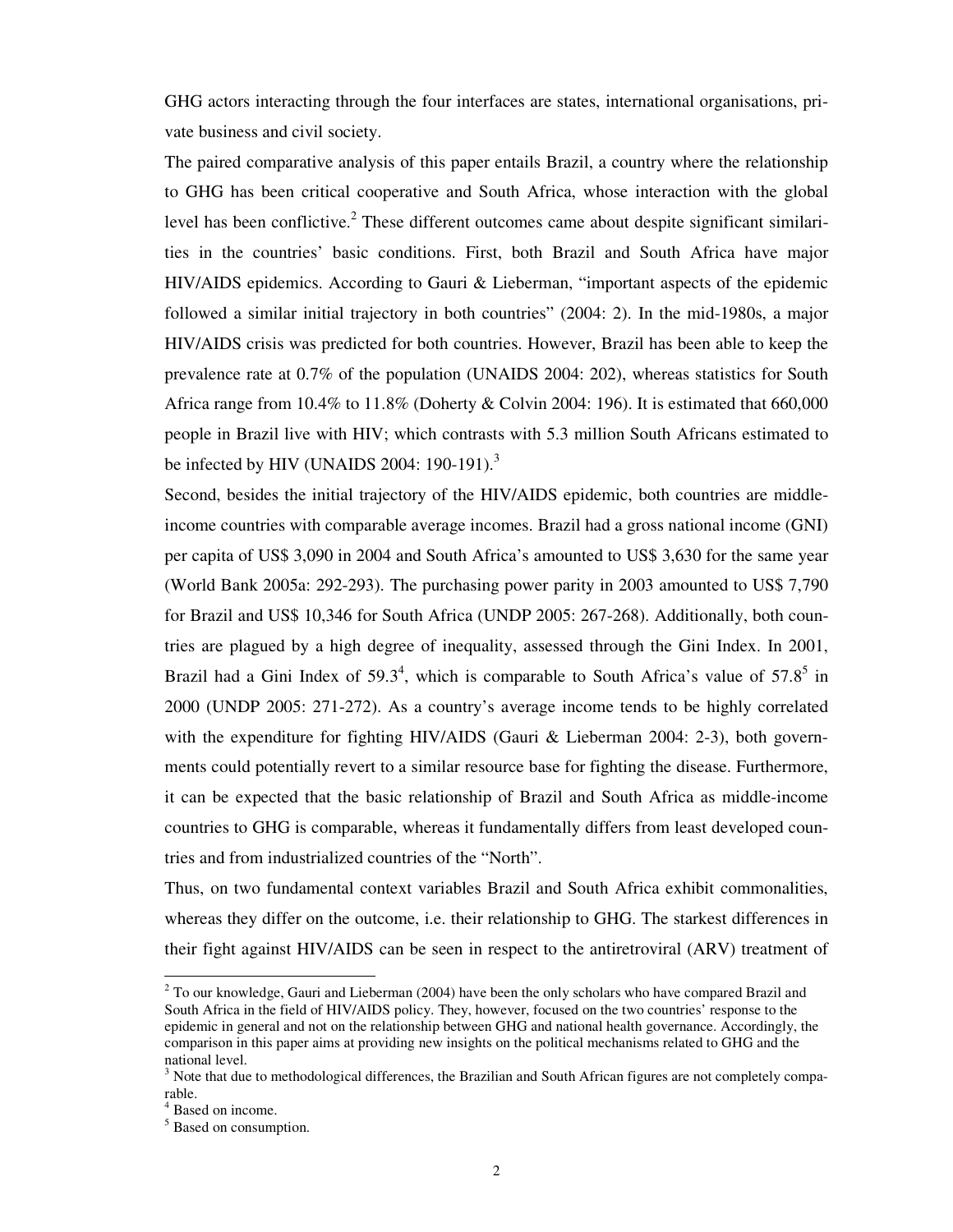GHG actors interacting through the four interfaces are states, international organisations, private business and civil society.

The paired comparative analysis of this paper entails Brazil, a country where the relationship to GHG has been critical cooperative and South Africa, whose interaction with the global level has been conflictive.[2] These different outcomes came about despite significant similarities in the countries' basic conditions. First, both Brazil and South Africa have major HIV/AIDS epidemics. According to Gauri & Lieberman, "important aspects of the epidemic followed a similar initial trajectory in both countries" (2004: 2). In the mid-1980s, a major HIV/AIDS crisis was predicted for both countries. However, Brazil has been able to keep the prevalence rate at 0.7% of the population (UNAIDS 2004: 202), whereas statistics for South Africa range from 10.4% to 11.8% (Doherty & Colvin 2004: 196). It is estimated that 660,000 people in Brazil live with HIV; which contrasts with 5.3 million South Africans estimated to be infected by HIV (UNAIDS 2004: 190-191).[3]

Second, besides the initial trajectory of the HIV/AIDS epidemic, both countries are middle-income countries with comparable average incomes. Brazil had a gross national income (GNI) per capita of US$ 3,090 in 2004 and South Africa's amounted to US$ 3,630 for the same year (World Bank 2005a: 292-293). The purchasing power parity in 2003 amounted to US$ 7,790 for Brazil and US$ 10,346 for South Africa (UNDP 2005: 267-268). Additionally, both countries are plagued by a high degree of inequality, assessed through the Gini Index. In 2001, Brazil had a Gini Index of 59.3[4], which is comparable to South Africa's value of 57.8[5] in 2000 (UNDP 2005: 271-272). As a country's average income tends to be highly correlated with the expenditure for fighting HIV/AIDS (Gauri & Lieberman 2004: 2-3), both governments could potentially revert to a similar resource base for fighting the disease. Furthermore, it can be expected that the basic relationship of Brazil and South Africa as middle-income countries to GHG is comparable, whereas it fundamentally differs from least developed countries and from industrialized countries of the "North".

Thus, on two fundamental context variables Brazil and South Africa exhibit commonalities, whereas they differ on the outcome, i.e. their relationship to GHG. The starkest differences in their fight against HIV/AIDS can be seen in respect to the antiretroviral (ARV) treatment of

---

[2] To our knowledge, Gauri and Lieberman (2004) have been the only scholars who have compared Brazil and South Africa in the field of HIV/AIDS policy. They, however, focused on the two countries' response to the epidemic in general and not on the relationship between GHG and national health governance. Accordingly, the comparison in this paper aims at providing new insights on the political mechanisms related to GHG and the national level.

[3] Note that due to methodological differences, the Brazilian and South African figures are not completely comparable.

[4] Based on income.

[5] Based on consumption.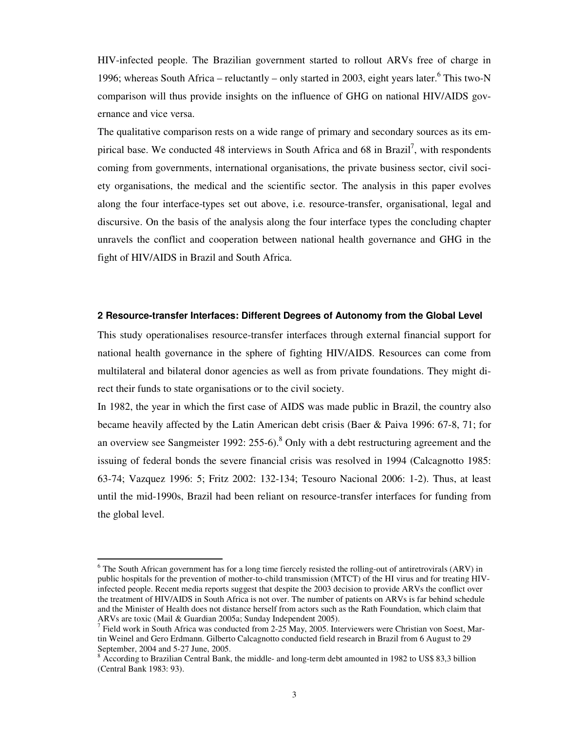HIV-infected people. The Brazilian government started to rollout ARVs free of charge in 1996; whereas South Africa – reluctantly – only started in 2003, eight years later.[6] This two-N comparison will thus provide insights on the influence of GHG on national HIV/AIDS governance and vice versa.

The qualitative comparison rests on a wide range of primary and secondary sources as its empirical base. We conducted 48 interviews in South Africa and 68 in Brazil[7], with respondents coming from governments, international organisations, the private business sector, civil society organisations, the medical and the scientific sector. The analysis in this paper evolves along the four interface-types set out above, i.e. resource-transfer, organisational, legal and discursive. On the basis of the analysis along the four interface types the concluding chapter unravels the conflict and cooperation between national health governance and GHG in the fight of HIV/AIDS in Brazil and South Africa.

## 2 Resource-transfer Interfaces: Different Degrees of Autonomy from the Global Level

This study operationalises resource-transfer interfaces through external financial support for national health governance in the sphere of fighting HIV/AIDS. Resources can come from multilateral and bilateral donor agencies as well as from private foundations. They might direct their funds to state organisations or to the civil society.

In 1982, the year in which the first case of AIDS was made public in Brazil, the country also became heavily affected by the Latin American debt crisis (Baer & Paiva 1996: 67-8, 71; for an overview see Sangmeister 1992: 255-6).[8] Only with a debt restructuring agreement and the issuing of federal bonds the severe financial crisis was resolved in 1994 (Calcagnotto 1985: 63-74; Vazquez 1996: 5; Fritz 2002: 132-134; Tesouro Nacional 2006: 1-2). Thus, at least until the mid-1990s, Brazil had been reliant on resource-transfer interfaces for funding from the global level.

---

[6] The South African government has for a long time fiercely resisted the rolling-out of antiretrovirals (ARV) in public hospitals for the prevention of mother-to-child transmission (MTCT) of the HI virus and for treating HIV-infected people. Recent media reports suggest that despite the 2003 decision to provide ARVs the conflict over the treatment of HIV/AIDS in South Africa is not over. The number of patients on ARVs is far behind schedule and the Minister of Health does not distance herself from actors such as the Rath Foundation, which claim that ARVs are toxic (Mail & Guardian 2005a; Sunday Independent 2005).

[7] Field work in South Africa was conducted from 2-25 May, 2005. Interviewers were Christian von Soest, Martin Weinel and Gero Erdmann. Gilberto Calcagnotto conducted field research in Brazil from 6 August to 29 September, 2004 and 5-27 June, 2005.

[8] According to Brazilian Central Bank, the middle- and long-term debt amounted in 1982 to US$ 83,3 billion (Central Bank 1983: 93).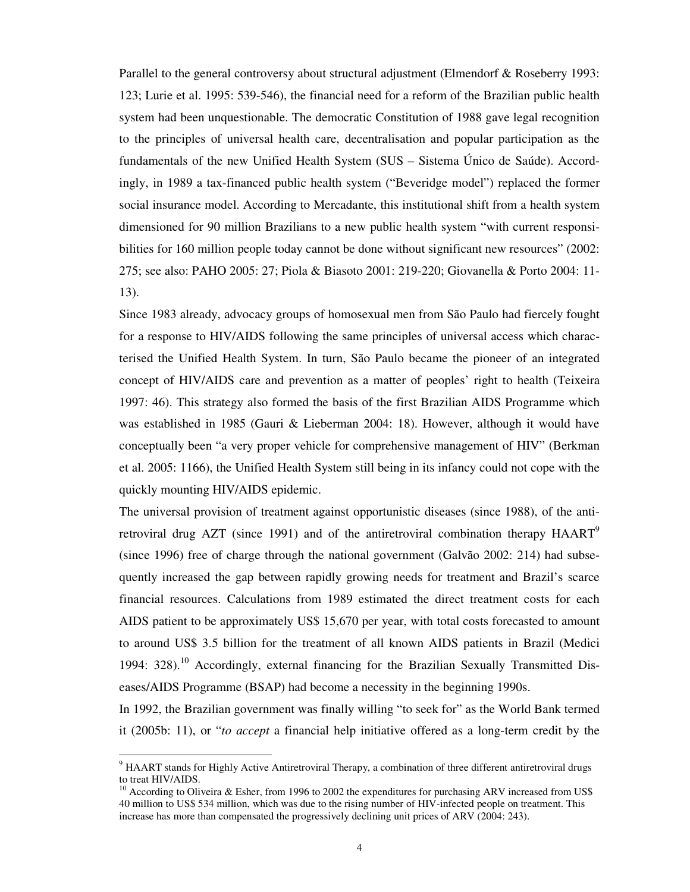Parallel to the general controversy about structural adjustment (Elmendorf & Roseberry 1993: 123; Lurie et al. 1995: 539-546), the financial need for a reform of the Brazilian public health system had been unquestionable. The democratic Constitution of 1988 gave legal recognition to the principles of universal health care, decentralisation and popular participation as the fundamentals of the new Unified Health System (SUS – Sistema Único de Saúde). Accordingly, in 1989 a tax-financed public health system ("Beveridge model") replaced the former social insurance model. According to Mercadante, this institutional shift from a health system dimensioned for 90 million Brazilians to a new public health system "with current responsibilities for 160 million people today cannot be done without significant new resources" (2002: 275; see also: PAHO 2005: 27; Piola & Biasoto 2001: 219-220; Giovanella & Porto 2004: 11-13).

Since 1983 already, advocacy groups of homosexual men from São Paulo had fiercely fought for a response to HIV/AIDS following the same principles of universal access which characterised the Unified Health System. In turn, São Paulo became the pioneer of an integrated concept of HIV/AIDS care and prevention as a matter of peoples' right to health (Teixeira 1997: 46). This strategy also formed the basis of the first Brazilian AIDS Programme which was established in 1985 (Gauri & Lieberman 2004: 18). However, although it would have conceptually been "a very proper vehicle for comprehensive management of HIV" (Berkman et al. 2005: 1166), the Unified Health System still being in its infancy could not cope with the quickly mounting HIV/AIDS epidemic.

The universal provision of treatment against opportunistic diseases (since 1988), of the antiretroviral drug AZT (since 1991) and of the antiretroviral combination therapy HAART[9] (since 1996) free of charge through the national government (Galvão 2002: 214) had subsequently increased the gap between rapidly growing needs for treatment and Brazil's scarce financial resources. Calculations from 1989 estimated the direct treatment costs for each AIDS patient to be approximately US$ 15,670 per year, with total costs forecasted to amount to around US$ 3.5 billion for the treatment of all known AIDS patients in Brazil (Medici 1994: 328).[10] Accordingly, external financing for the Brazilian Sexually Transmitted Diseases/AIDS Programme (BSAP) had become a necessity in the beginning 1990s.

In 1992, the Brazilian government was finally willing "to seek for" as the World Bank termed it (2005b: 11), or "*to accept* a financial help initiative offered as a long-term credit by the

---

[9] HAART stands for Highly Active Antiretroviral Therapy, a combination of three different antiretroviral drugs to treat HIV/AIDS.

[10] According to Oliveira & Esher, from 1996 to 2002 the expenditures for purchasing ARV increased from US$ 40 million to US$ 534 million, which was due to the rising number of HIV-infected people on treatment. This increase has more than compensated the progressively declining unit prices of ARV (2004: 243).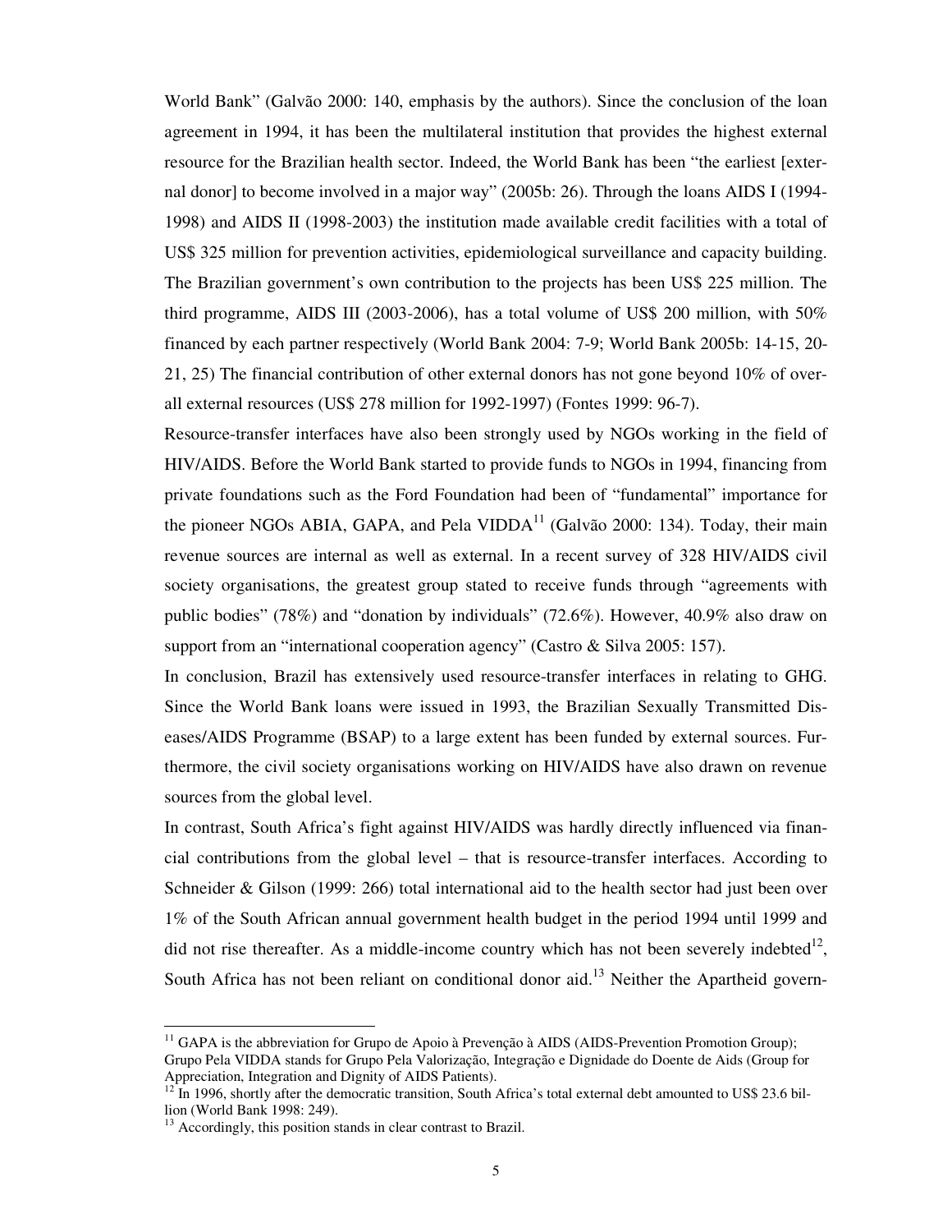World Bank" (Galvão 2000: 140, emphasis by the authors). Since the conclusion of the loan agreement in 1994, it has been the multilateral institution that provides the highest external resource for the Brazilian health sector. Indeed, the World Bank has been "the earliest [external donor] to become involved in a major way" (2005b: 26). Through the loans AIDS I (1994-1998) and AIDS II (1998-2003) the institution made available credit facilities with a total of US$ 325 million for prevention activities, epidemiological surveillance and capacity building. The Brazilian government's own contribution to the projects has been US$ 225 million. The third programme, AIDS III (2003-2006), has a total volume of US$ 200 million, with 50% financed by each partner respectively (World Bank 2004: 7-9; World Bank 2005b: 14-15, 20-21, 25) The financial contribution of other external donors has not gone beyond 10% of overall external resources (US$ 278 million for 1992-1997) (Fontes 1999: 96-7).

Resource-transfer interfaces have also been strongly used by NGOs working in the field of HIV/AIDS. Before the World Bank started to provide funds to NGOs in 1994, financing from private foundations such as the Ford Foundation had been of "fundamental" importance for the pioneer NGOs ABIA, GAPA, and Pela VIDDA[11] (Galvão 2000: 134). Today, their main revenue sources are internal as well as external. In a recent survey of 328 HIV/AIDS civil society organisations, the greatest group stated to receive funds through "agreements with public bodies" (78%) and "donation by individuals" (72.6%). However, 40.9% also draw on support from an "international cooperation agency" (Castro & Silva 2005: 157).

In conclusion, Brazil has extensively used resource-transfer interfaces in relating to GHG. Since the World Bank loans were issued in 1993, the Brazilian Sexually Transmitted Diseases/AIDS Programme (BSAP) to a large extent has been funded by external sources. Furthermore, the civil society organisations working on HIV/AIDS have also drawn on revenue sources from the global level.

In contrast, South Africa's fight against HIV/AIDS was hardly directly influenced via financial contributions from the global level – that is resource-transfer interfaces. According to Schneider & Gilson (1999: 266) total international aid to the health sector had just been over 1% of the South African annual government health budget in the period 1994 until 1999 and did not rise thereafter. As a middle-income country which has not been severely indebted[12], South Africa has not been reliant on conditional donor aid.[13] Neither the Apartheid govern-

[11] GAPA is the abbreviation for Grupo de Apoio à Prevenção à AIDS (AIDS-Prevention Promotion Group); Grupo Pela VIDDA stands for Grupo Pela Valorização, Integração e Dignidade do Doente de Aids (Group for Appreciation, Integration and Dignity of AIDS Patients).

[12] In 1996, shortly after the democratic transition, South Africa's total external debt amounted to US$ 23.6 billion (World Bank 1998: 249).

[13] Accordingly, this position stands in clear contrast to Brazil.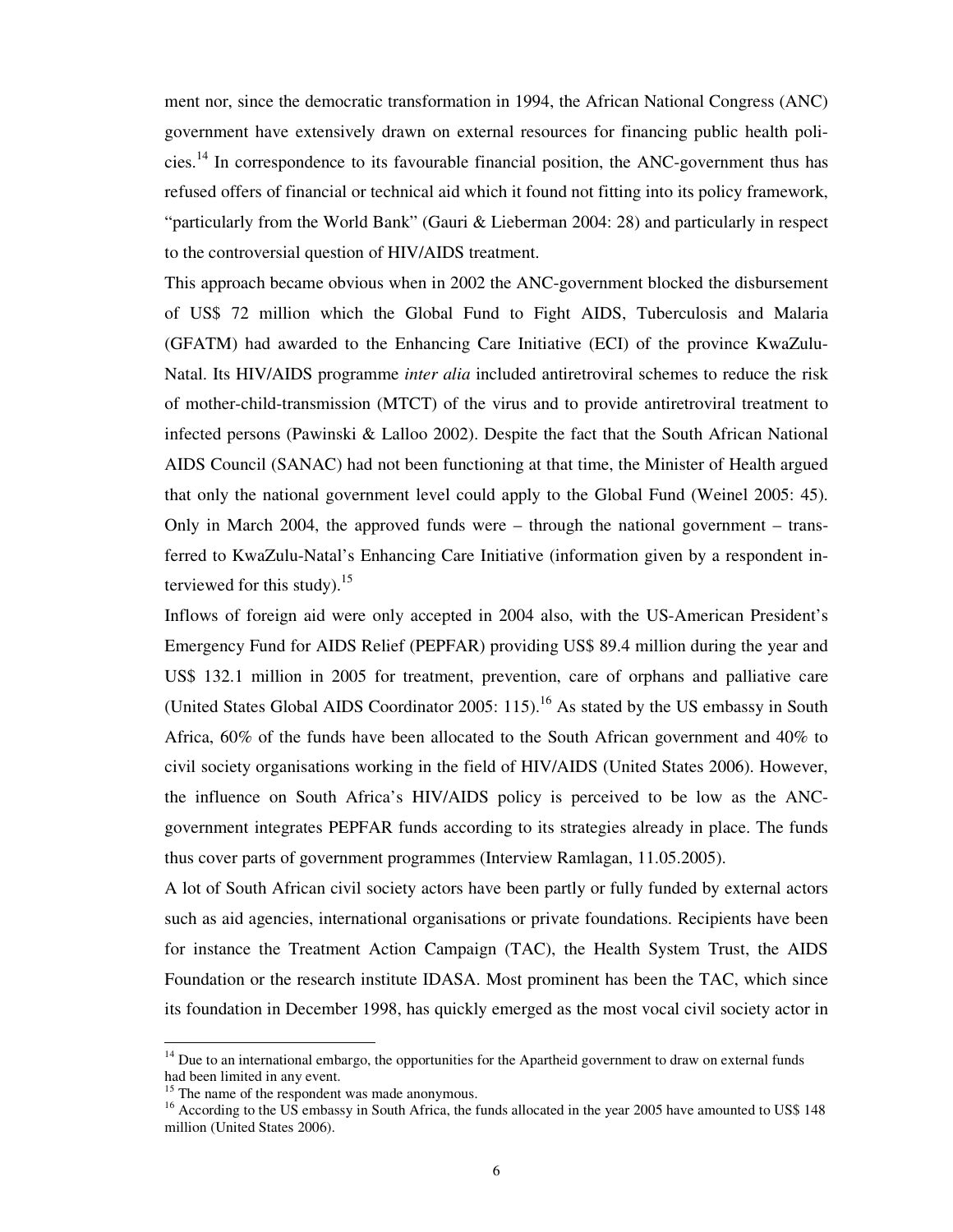ment nor, since the democratic transformation in 1994, the African National Congress (ANC) government have extensively drawn on external resources for financing public health policies.[14] In correspondence to its favourable financial position, the ANC-government thus has refused offers of financial or technical aid which it found not fitting into its policy framework, "particularly from the World Bank" (Gauri & Lieberman 2004: 28) and particularly in respect to the controversial question of HIV/AIDS treatment.

This approach became obvious when in 2002 the ANC-government blocked the disbursement of US$ 72 million which the Global Fund to Fight AIDS, Tuberculosis and Malaria (GFATM) had awarded to the Enhancing Care Initiative (ECI) of the province KwaZulu-Natal. Its HIV/AIDS programme *inter alia* included antiretroviral schemes to reduce the risk of mother-child-transmission (MTCT) of the virus and to provide antiretroviral treatment to infected persons (Pawinski & Lalloo 2002). Despite the fact that the South African National AIDS Council (SANAC) had not been functioning at that time, the Minister of Health argued that only the national government level could apply to the Global Fund (Weinel 2005: 45). Only in March 2004, the approved funds were – through the national government – transferred to KwaZulu-Natal's Enhancing Care Initiative (information given by a respondent interviewed for this study).[15]

Inflows of foreign aid were only accepted in 2004 also, with the US-American President's Emergency Fund for AIDS Relief (PEPFAR) providing US$ 89.4 million during the year and US$ 132.1 million in 2005 for treatment, prevention, care of orphans and palliative care (United States Global AIDS Coordinator 2005: 115).[16] As stated by the US embassy in South Africa, 60% of the funds have been allocated to the South African government and 40% to civil society organisations working in the field of HIV/AIDS (United States 2006). However, the influence on South Africa's HIV/AIDS policy is perceived to be low as the ANC-government integrates PEPFAR funds according to its strategies already in place. The funds thus cover parts of government programmes (Interview Ramlagan, 11.05.2005).

A lot of South African civil society actors have been partly or fully funded by external actors such as aid agencies, international organisations or private foundations. Recipients have been for instance the Treatment Action Campaign (TAC), the Health System Trust, the AIDS Foundation or the research institute IDASA. Most prominent has been the TAC, which since its foundation in December 1998, has quickly emerged as the most vocal civil society actor in

---

[14] Due to an international embargo, the opportunities for the Apartheid government to draw on external funds had been limited in any event.

[15] The name of the respondent was made anonymous.

[16] According to the US embassy in South Africa, the funds allocated in the year 2005 have amounted to US$ 148 million (United States 2006).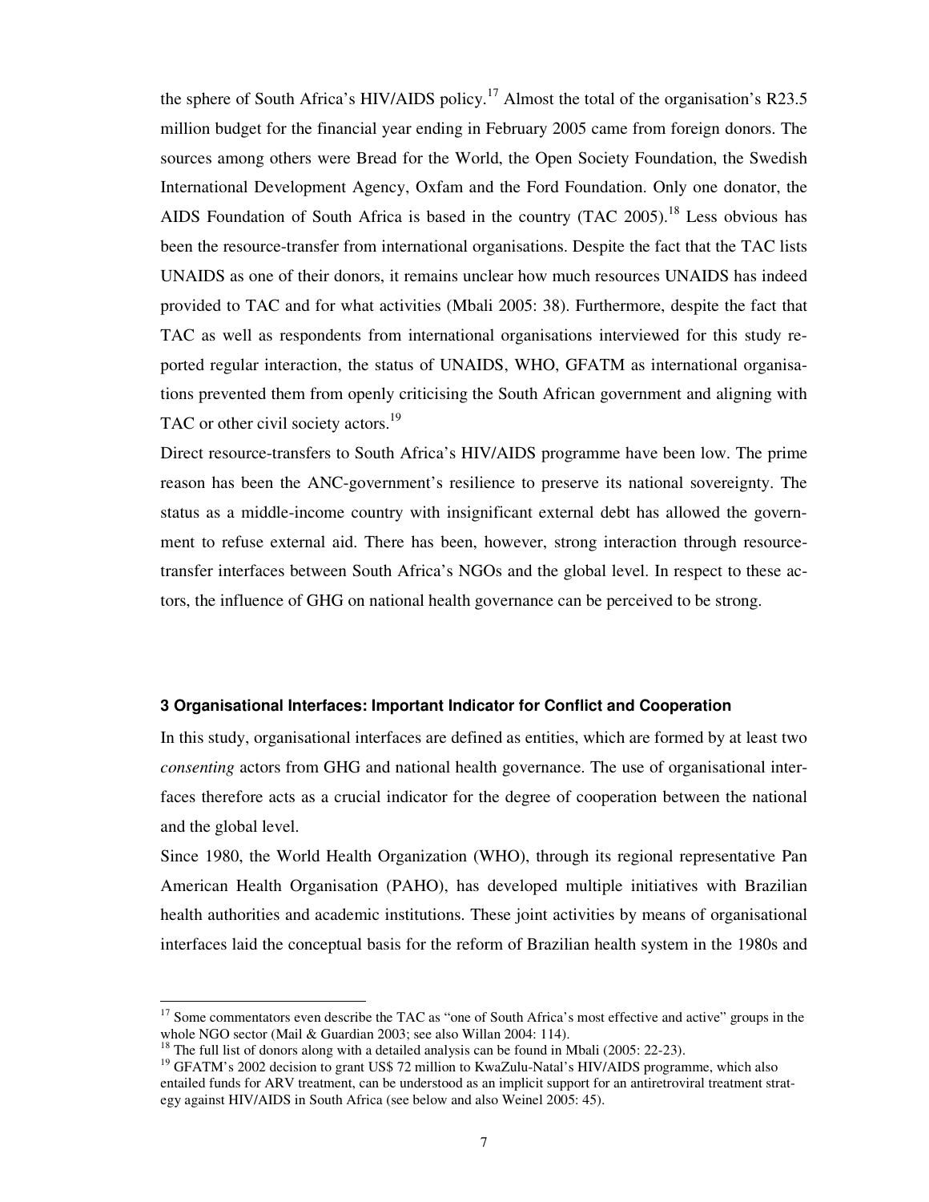the sphere of South Africa's HIV/AIDS policy.[17] Almost the total of the organisation's R23.5 million budget for the financial year ending in February 2005 came from foreign donors. The sources among others were Bread for the World, the Open Society Foundation, the Swedish International Development Agency, Oxfam and the Ford Foundation. Only one donator, the AIDS Foundation of South Africa is based in the country (TAC 2005).[18] Less obvious has been the resource-transfer from international organisations. Despite the fact that the TAC lists UNAIDS as one of their donors, it remains unclear how much resources UNAIDS has indeed provided to TAC and for what activities (Mbali 2005: 38). Furthermore, despite the fact that TAC as well as respondents from international organisations interviewed for this study reported regular interaction, the status of UNAIDS, WHO, GFATM as international organisations prevented them from openly criticising the South African government and aligning with TAC or other civil society actors.[19]

Direct resource-transfers to South Africa's HIV/AIDS programme have been low. The prime reason has been the ANC-government's resilience to preserve its national sovereignty. The status as a middle-income country with insignificant external debt has allowed the government to refuse external aid. There has been, however, strong interaction through resource-transfer interfaces between South Africa's NGOs and the global level. In respect to these actors, the influence of GHG on national health governance can be perceived to be strong.

### 3 Organisational Interfaces: Important Indicator for Conflict and Cooperation

In this study, organisational interfaces are defined as entities, which are formed by at least two *consenting* actors from GHG and national health governance. The use of organisational interfaces therefore acts as a crucial indicator for the degree of cooperation between the national and the global level.

Since 1980, the World Health Organization (WHO), through its regional representative Pan American Health Organisation (PAHO), has developed multiple initiatives with Brazilian health authorities and academic institutions. These joint activities by means of organisational interfaces laid the conceptual basis for the reform of Brazilian health system in the 1980s and

---

[17] Some commentators even describe the TAC as "one of South Africa's most effective and active" groups in the whole NGO sector (Mail & Guardian 2003; see also Willan 2004: 114).

[18] The full list of donors along with a detailed analysis can be found in Mbali (2005: 22-23).

[19] GFATM's 2002 decision to grant US$ 72 million to KwaZulu-Natal's HIV/AIDS programme, which also entailed funds for ARV treatment, can be understood as an implicit support for an antiretroviral treatment strategy against HIV/AIDS in South Africa (see below and also Weinel 2005: 45).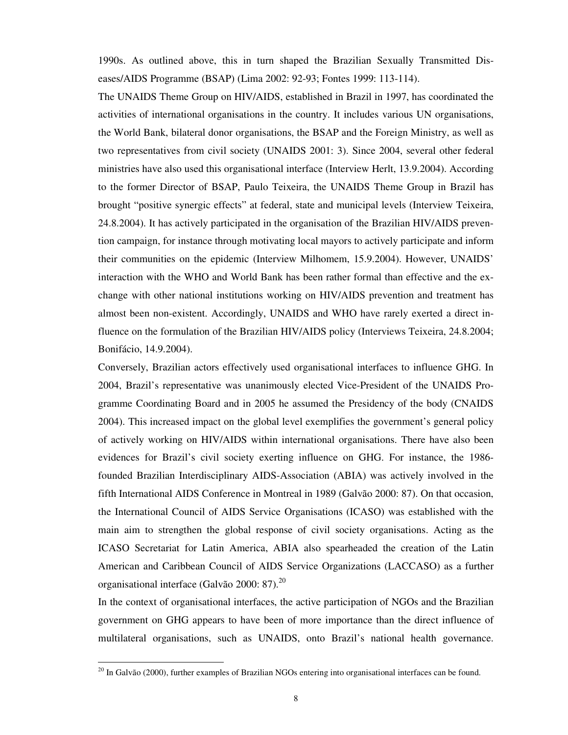1990s. As outlined above, this in turn shaped the Brazilian Sexually Transmitted Diseases/AIDS Programme (BSAP) (Lima 2002: 92-93; Fontes 1999: 113-114).

The UNAIDS Theme Group on HIV/AIDS, established in Brazil in 1997, has coordinated the activities of international organisations in the country. It includes various UN organisations, the World Bank, bilateral donor organisations, the BSAP and the Foreign Ministry, as well as two representatives from civil society (UNAIDS 2001: 3). Since 2004, several other federal ministries have also used this organisational interface (Interview Herlt, 13.9.2004). According to the former Director of BSAP, Paulo Teixeira, the UNAIDS Theme Group in Brazil has brought "positive synergic effects" at federal, state and municipal levels (Interview Teixeira, 24.8.2004). It has actively participated in the organisation of the Brazilian HIV/AIDS prevention campaign, for instance through motivating local mayors to actively participate and inform their communities on the epidemic (Interview Milhomem, 15.9.2004). However, UNAIDS' interaction with the WHO and World Bank has been rather formal than effective and the exchange with other national institutions working on HIV/AIDS prevention and treatment has almost been non-existent. Accordingly, UNAIDS and WHO have rarely exerted a direct influence on the formulation of the Brazilian HIV/AIDS policy (Interviews Teixeira, 24.8.2004; Bonifácio, 14.9.2004).

Conversely, Brazilian actors effectively used organisational interfaces to influence GHG. In 2004, Brazil's representative was unanimously elected Vice-President of the UNAIDS Programme Coordinating Board and in 2005 he assumed the Presidency of the body (CNAIDS 2004). This increased impact on the global level exemplifies the government's general policy of actively working on HIV/AIDS within international organisations. There have also been evidences for Brazil's civil society exerting influence on GHG. For instance, the 1986-founded Brazilian Interdisciplinary AIDS-Association (ABIA) was actively involved in the fifth International AIDS Conference in Montreal in 1989 (Galvão 2000: 87). On that occasion, the International Council of AIDS Service Organisations (ICASO) was established with the main aim to strengthen the global response of civil society organisations. Acting as the ICASO Secretariat for Latin America, ABIA also spearheaded the creation of the Latin American and Caribbean Council of AIDS Service Organizations (LACCASO) as a further organisational interface (Galvão 2000: 87).[20]

In the context of organisational interfaces, the active participation of NGOs and the Brazilian government on GHG appears to have been of more importance than the direct influence of multilateral organisations, such as UNAIDS, onto Brazil's national health governance.

[20] In Galvão (2000), further examples of Brazilian NGOs entering into organisational interfaces can be found.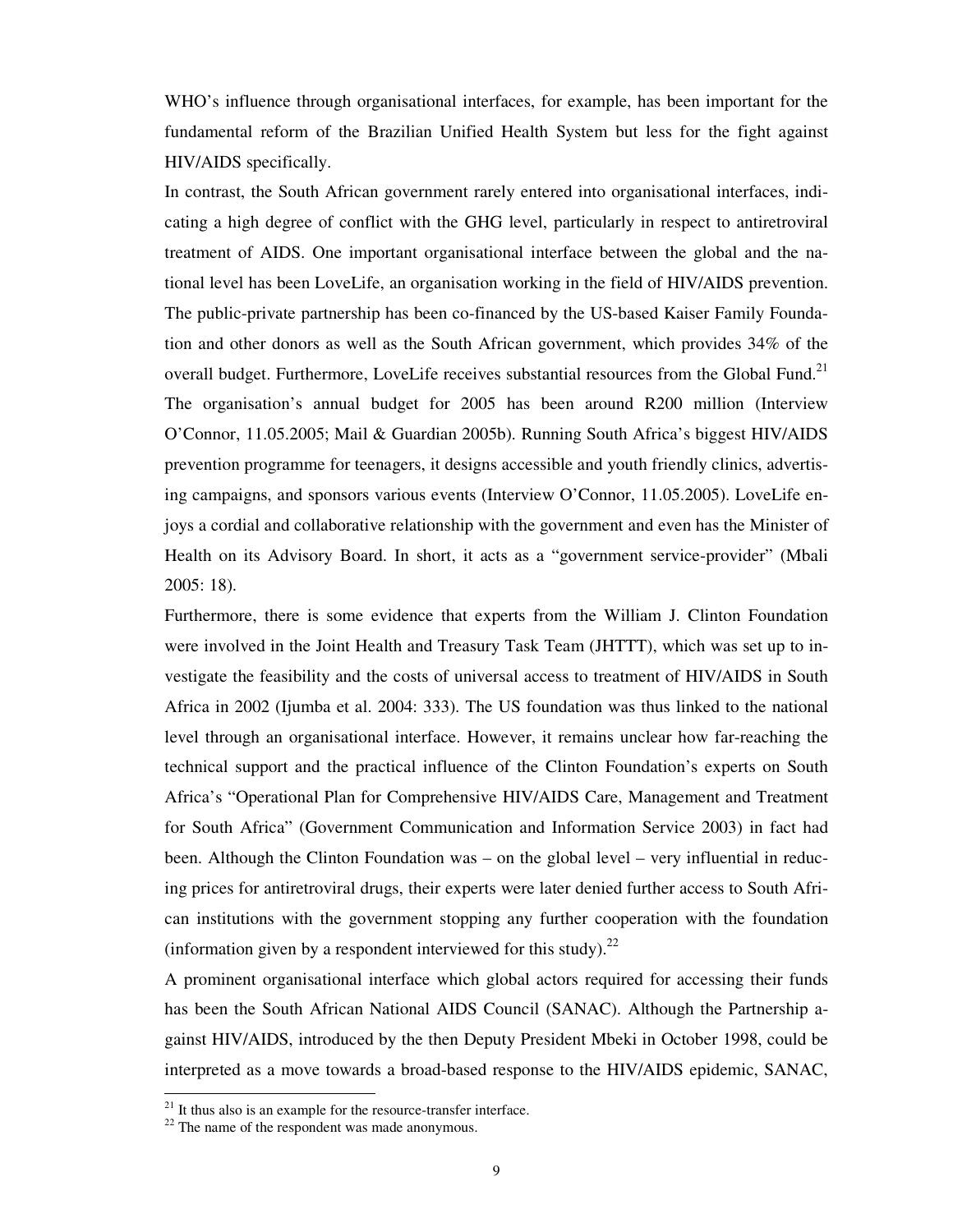WHO's influence through organisational interfaces, for example, has been important for the fundamental reform of the Brazilian Unified Health System but less for the fight against HIV/AIDS specifically.

In contrast, the South African government rarely entered into organisational interfaces, indicating a high degree of conflict with the GHG level, particularly in respect to antiretroviral treatment of AIDS. One important organisational interface between the global and the national level has been LoveLife, an organisation working in the field of HIV/AIDS prevention. The public-private partnership has been co-financed by the US-based Kaiser Family Foundation and other donors as well as the South African government, which provides 34% of the overall budget. Furthermore, LoveLife receives substantial resources from the Global Fund.[21] The organisation's annual budget for 2005 has been around R200 million (Interview O'Connor, 11.05.2005; Mail & Guardian 2005b). Running South Africa's biggest HIV/AIDS prevention programme for teenagers, it designs accessible and youth friendly clinics, advertising campaigns, and sponsors various events (Interview O'Connor, 11.05.2005). LoveLife enjoys a cordial and collaborative relationship with the government and even has the Minister of Health on its Advisory Board. In short, it acts as a "government service-provider" (Mbali 2005: 18).

Furthermore, there is some evidence that experts from the William J. Clinton Foundation were involved in the Joint Health and Treasury Task Team (JHTTT), which was set up to investigate the feasibility and the costs of universal access to treatment of HIV/AIDS in South Africa in 2002 (Ijumba et al. 2004: 333). The US foundation was thus linked to the national level through an organisational interface. However, it remains unclear how far-reaching the technical support and the practical influence of the Clinton Foundation's experts on South Africa's "Operational Plan for Comprehensive HIV/AIDS Care, Management and Treatment for South Africa" (Government Communication and Information Service 2003) in fact had been. Although the Clinton Foundation was – on the global level – very influential in reducing prices for antiretroviral drugs, their experts were later denied further access to South African institutions with the government stopping any further cooperation with the foundation (information given by a respondent interviewed for this study).[22]

A prominent organisational interface which global actors required for accessing their funds has been the South African National AIDS Council (SANAC). Although the Partnership against HIV/AIDS, introduced by the then Deputy President Mbeki in October 1998, could be interpreted as a move towards a broad-based response to the HIV/AIDS epidemic, SANAC,

[21] It thus also is an example for the resource-transfer interface.

[22] The name of the respondent was made anonymous.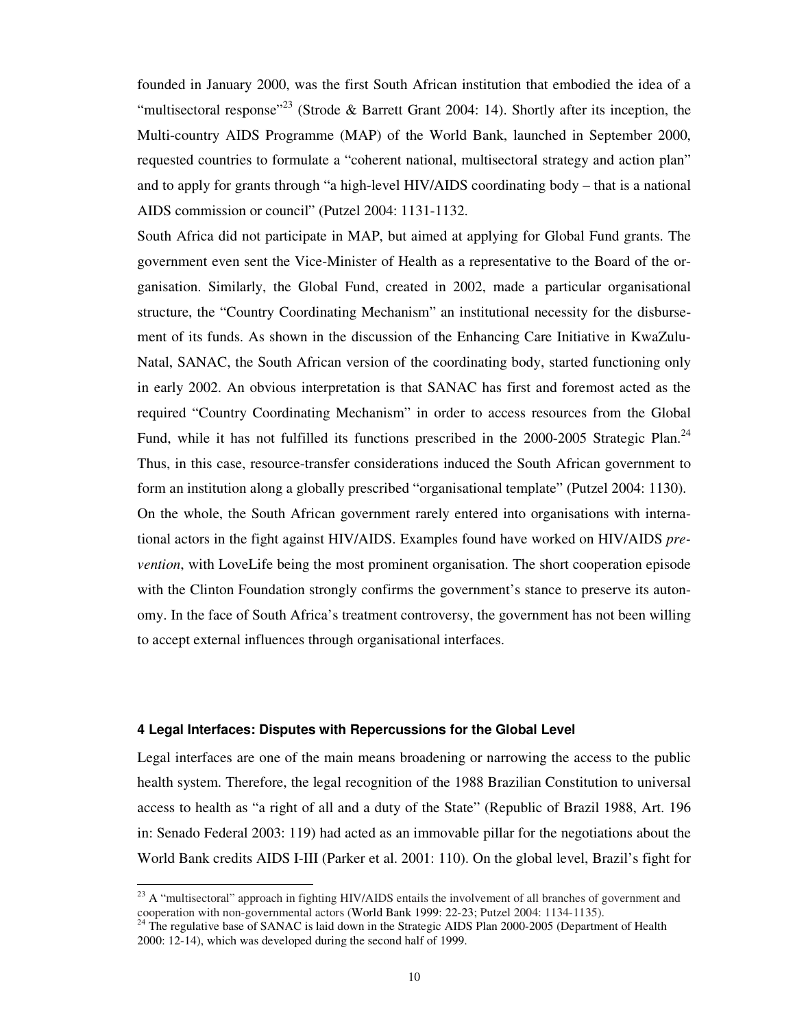founded in January 2000, was the first South African institution that embodied the idea of a "multisectoral response"[23] (Strode & Barrett Grant 2004: 14). Shortly after its inception, the Multi-country AIDS Programme (MAP) of the World Bank, launched in September 2000, requested countries to formulate a "coherent national, multisectoral strategy and action plan" and to apply for grants through "a high-level HIV/AIDS coordinating body – that is a national AIDS commission or council" (Putzel 2004: 1131-1132.

South Africa did not participate in MAP, but aimed at applying for Global Fund grants. The government even sent the Vice-Minister of Health as a representative to the Board of the organisation. Similarly, the Global Fund, created in 2002, made a particular organisational structure, the "Country Coordinating Mechanism" an institutional necessity for the disbursement of its funds. As shown in the discussion of the Enhancing Care Initiative in KwaZulu-Natal, SANAC, the South African version of the coordinating body, started functioning only in early 2002. An obvious interpretation is that SANAC has first and foremost acted as the required "Country Coordinating Mechanism" in order to access resources from the Global Fund, while it has not fulfilled its functions prescribed in the 2000-2005 Strategic Plan.[24] Thus, in this case, resource-transfer considerations induced the South African government to form an institution along a globally prescribed "organisational template" (Putzel 2004: 1130).

On the whole, the South African government rarely entered into organisations with international actors in the fight against HIV/AIDS. Examples found have worked on HIV/AIDS *prevention*, with LoveLife being the most prominent organisation. The short cooperation episode with the Clinton Foundation strongly confirms the government's stance to preserve its autonomy. In the face of South Africa's treatment controversy, the government has not been willing to accept external influences through organisational interfaces.

#### 4 Legal Interfaces: Disputes with Repercussions for the Global Level

Legal interfaces are one of the main means broadening or narrowing the access to the public health system. Therefore, the legal recognition of the 1988 Brazilian Constitution to universal access to health as "a right of all and a duty of the State" (Republic of Brazil 1988, Art. 196 in: Senado Federal 2003: 119) had acted as an immovable pillar for the negotiations about the World Bank credits AIDS I-III (Parker et al. 2001: 110). On the global level, Brazil's fight for

[23] A "multisectoral" approach in fighting HIV/AIDS entails the involvement of all branches of government and cooperation with non-governmental actors (World Bank 1999: 22-23; Putzel 2004: 1134-1135).

[24] The regulative base of SANAC is laid down in the Strategic AIDS Plan 2000-2005 (Department of Health 2000: 12-14), which was developed during the second half of 1999.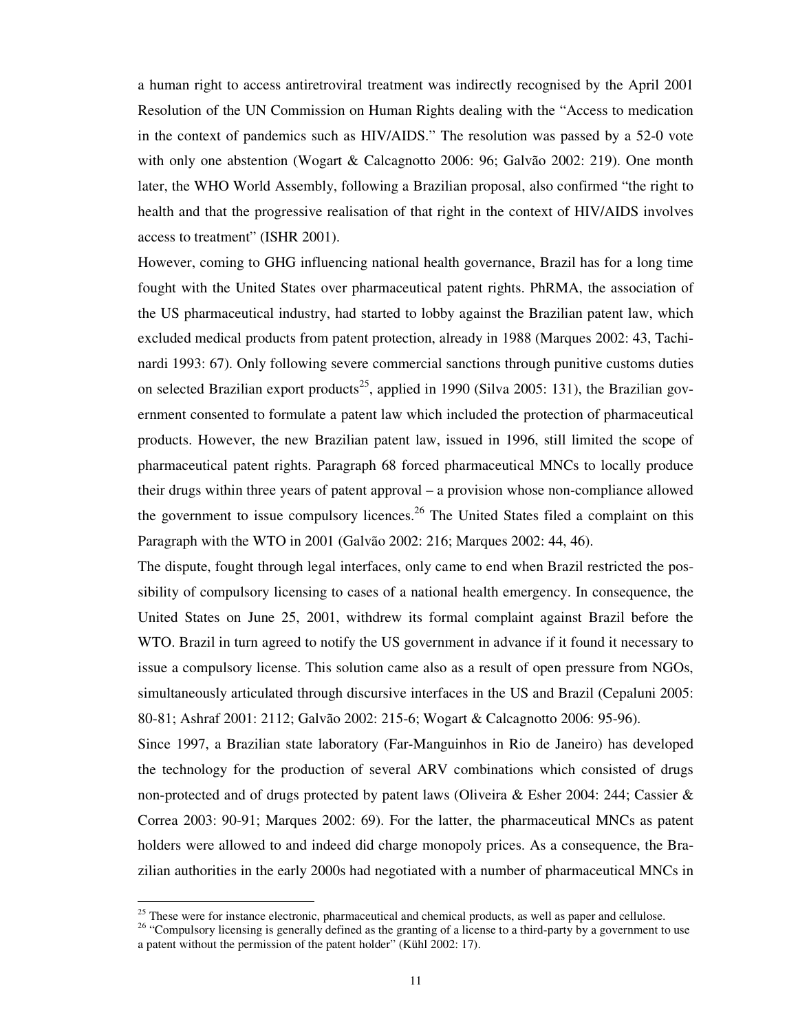a human right to access antiretroviral treatment was indirectly recognised by the April 2001 Resolution of the UN Commission on Human Rights dealing with the "Access to medication in the context of pandemics such as HIV/AIDS." The resolution was passed by a 52-0 vote with only one abstention (Wogart & Calcagnotto 2006: 96; Galvão 2002: 219). One month later, the WHO World Assembly, following a Brazilian proposal, also confirmed "the right to health and that the progressive realisation of that right in the context of HIV/AIDS involves access to treatment" (ISHR 2001).

However, coming to GHG influencing national health governance, Brazil has for a long time fought with the United States over pharmaceutical patent rights. PhRMA, the association of the US pharmaceutical industry, had started to lobby against the Brazilian patent law, which excluded medical products from patent protection, already in 1988 (Marques 2002: 43, Tachinardi 1993: 67). Only following severe commercial sanctions through punitive customs duties on selected Brazilian export products[25], applied in 1990 (Silva 2005: 131), the Brazilian government consented to formulate a patent law which included the protection of pharmaceutical products. However, the new Brazilian patent law, issued in 1996, still limited the scope of pharmaceutical patent rights. Paragraph 68 forced pharmaceutical MNCs to locally produce their drugs within three years of patent approval – a provision whose non-compliance allowed the government to issue compulsory licences.[26] The United States filed a complaint on this Paragraph with the WTO in 2001 (Galvão 2002: 216; Marques 2002: 44, 46).

The dispute, fought through legal interfaces, only came to end when Brazil restricted the possibility of compulsory licensing to cases of a national health emergency. In consequence, the United States on June 25, 2001, withdrew its formal complaint against Brazil before the WTO. Brazil in turn agreed to notify the US government in advance if it found it necessary to issue a compulsory license. This solution came also as a result of open pressure from NGOs, simultaneously articulated through discursive interfaces in the US and Brazil (Cepaluni 2005: 80-81; Ashraf 2001: 2112; Galvão 2002: 215-6; Wogart & Calcagnotto 2006: 95-96).

Since 1997, a Brazilian state laboratory (Far-Manguinhos in Rio de Janeiro) has developed the technology for the production of several ARV combinations which consisted of drugs non-protected and of drugs protected by patent laws (Oliveira & Esher 2004: 244; Cassier & Correa 2003: 90-91; Marques 2002: 69). For the latter, the pharmaceutical MNCs as patent holders were allowed to and indeed did charge monopoly prices. As a consequence, the Brazilian authorities in the early 2000s had negotiated with a number of pharmaceutical MNCs in

---

[25] These were for instance electronic, pharmaceutical and chemical products, as well as paper and cellulose.

[26] "Compulsory licensing is generally defined as the granting of a license to a third-party by a government to use a patent without the permission of the patent holder" (Kühl 2002: 17).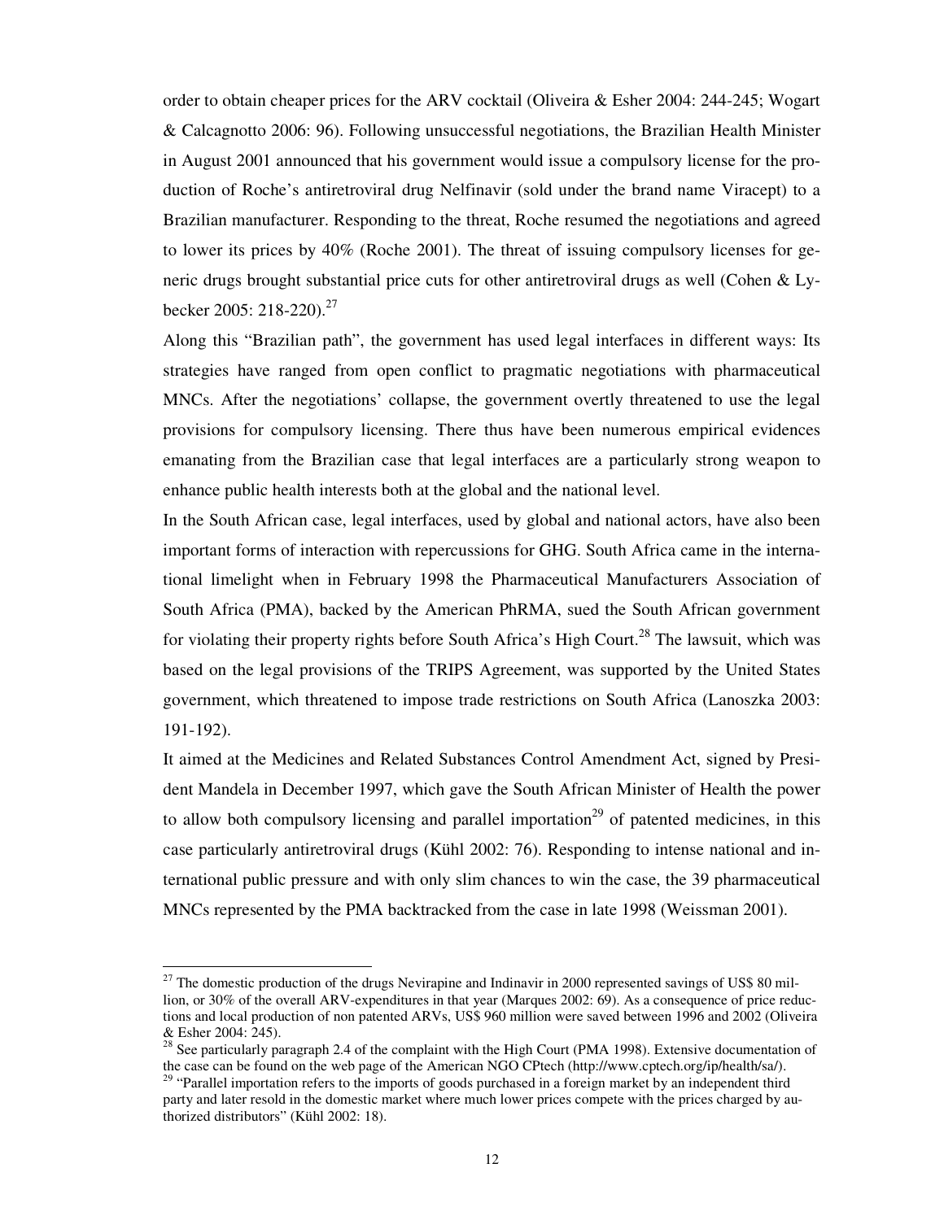order to obtain cheaper prices for the ARV cocktail (Oliveira & Esher 2004: 244-245; Wogart & Calcagnotto 2006: 96). Following unsuccessful negotiations, the Brazilian Health Minister in August 2001 announced that his government would issue a compulsory license for the production of Roche's antiretroviral drug Nelfinavir (sold under the brand name Viracept) to a Brazilian manufacturer. Responding to the threat, Roche resumed the negotiations and agreed to lower its prices by 40% (Roche 2001). The threat of issuing compulsory licenses for generic drugs brought substantial price cuts for other antiretroviral drugs as well (Cohen & Lybecker 2005: 218-220).[27]

Along this "Brazilian path", the government has used legal interfaces in different ways: Its strategies have ranged from open conflict to pragmatic negotiations with pharmaceutical MNCs. After the negotiations' collapse, the government overtly threatened to use the legal provisions for compulsory licensing. There thus have been numerous empirical evidences emanating from the Brazilian case that legal interfaces are a particularly strong weapon to enhance public health interests both at the global and the national level.

In the South African case, legal interfaces, used by global and national actors, have also been important forms of interaction with repercussions for GHG. South Africa came in the international limelight when in February 1998 the Pharmaceutical Manufacturers Association of South Africa (PMA), backed by the American PhRMA, sued the South African government for violating their property rights before South Africa's High Court.[28] The lawsuit, which was based on the legal provisions of the TRIPS Agreement, was supported by the United States government, which threatened to impose trade restrictions on South Africa (Lanoszka 2003: 191-192).

It aimed at the Medicines and Related Substances Control Amendment Act, signed by President Mandela in December 1997, which gave the South African Minister of Health the power to allow both compulsory licensing and parallel importation[29] of patented medicines, in this case particularly antiretroviral drugs (Kühl 2002: 76). Responding to intense national and international public pressure and with only slim chances to win the case, the 39 pharmaceutical MNCs represented by the PMA backtracked from the case in late 1998 (Weissman 2001).

---

[27] The domestic production of the drugs Nevirapine and Indinavir in 2000 represented savings of US$ 80 million, or 30% of the overall ARV-expenditures in that year (Marques 2002: 69). As a consequence of price reductions and local production of non patented ARVs, US$ 960 million were saved between 1996 and 2002 (Oliveira & Esher 2004: 245).

[28] See particularly paragraph 2.4 of the complaint with the High Court (PMA 1998). Extensive documentation of the case can be found on the web page of the American NGO CPtech (http://www.cptech.org/ip/health/sa/).

[29] "Parallel importation refers to the imports of goods purchased in a foreign market by an independent third party and later resold in the domestic market where much lower prices compete with the prices charged by authorized distributors" (Kühl 2002: 18).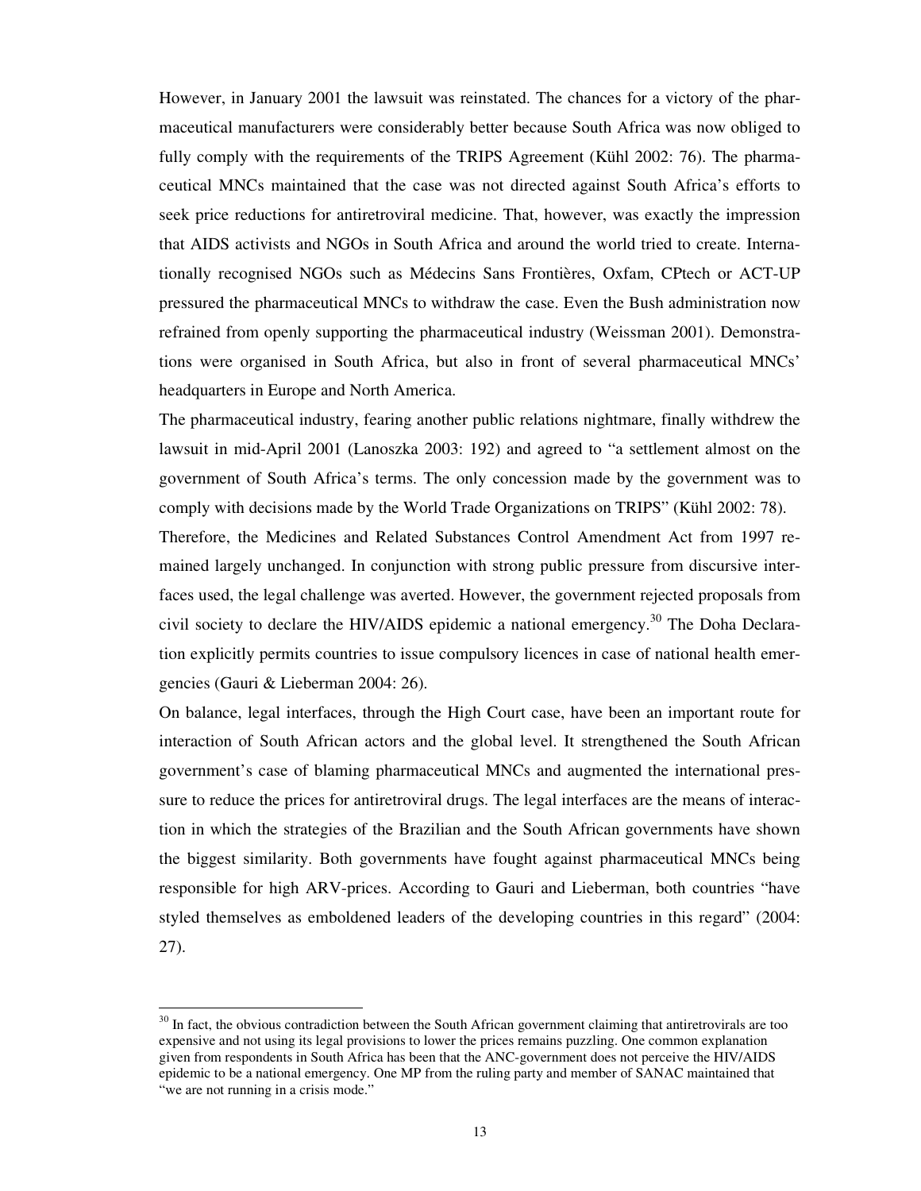However, in January 2001 the lawsuit was reinstated. The chances for a victory of the pharmaceutical manufacturers were considerably better because South Africa was now obliged to fully comply with the requirements of the TRIPS Agreement (Kühl 2002: 76). The pharmaceutical MNCs maintained that the case was not directed against South Africa's efforts to seek price reductions for antiretroviral medicine. That, however, was exactly the impression that AIDS activists and NGOs in South Africa and around the world tried to create. Internationally recognised NGOs such as Médecins Sans Frontières, Oxfam, CPtech or ACT-UP pressured the pharmaceutical MNCs to withdraw the case. Even the Bush administration now refrained from openly supporting the pharmaceutical industry (Weissman 2001). Demonstrations were organised in South Africa, but also in front of several pharmaceutical MNCs' headquarters in Europe and North America.

The pharmaceutical industry, fearing another public relations nightmare, finally withdrew the lawsuit in mid-April 2001 (Lanoszka 2003: 192) and agreed to "a settlement almost on the government of South Africa's terms. The only concession made by the government was to comply with decisions made by the World Trade Organizations on TRIPS" (Kühl 2002: 78).

Therefore, the Medicines and Related Substances Control Amendment Act from 1997 remained largely unchanged. In conjunction with strong public pressure from discursive interfaces used, the legal challenge was averted. However, the government rejected proposals from civil society to declare the HIV/AIDS epidemic a national emergency.[30] The Doha Declaration explicitly permits countries to issue compulsory licences in case of national health emergencies (Gauri & Lieberman 2004: 26).

On balance, legal interfaces, through the High Court case, have been an important route for interaction of South African actors and the global level. It strengthened the South African government's case of blaming pharmaceutical MNCs and augmented the international pressure to reduce the prices for antiretroviral drugs. The legal interfaces are the means of interaction in which the strategies of the Brazilian and the South African governments have shown the biggest similarity. Both governments have fought against pharmaceutical MNCs being responsible for high ARV-prices. According to Gauri and Lieberman, both countries "have styled themselves as emboldened leaders of the developing countries in this regard" (2004: 27).

---

[30] In fact, the obvious contradiction between the South African government claiming that antiretrovirals are too expensive and not using its legal provisions to lower the prices remains puzzling. One common explanation given from respondents in South Africa has been that the ANC-government does not perceive the HIV/AIDS epidemic to be a national emergency. One MP from the ruling party and member of SANAC maintained that "we are not running in a crisis mode."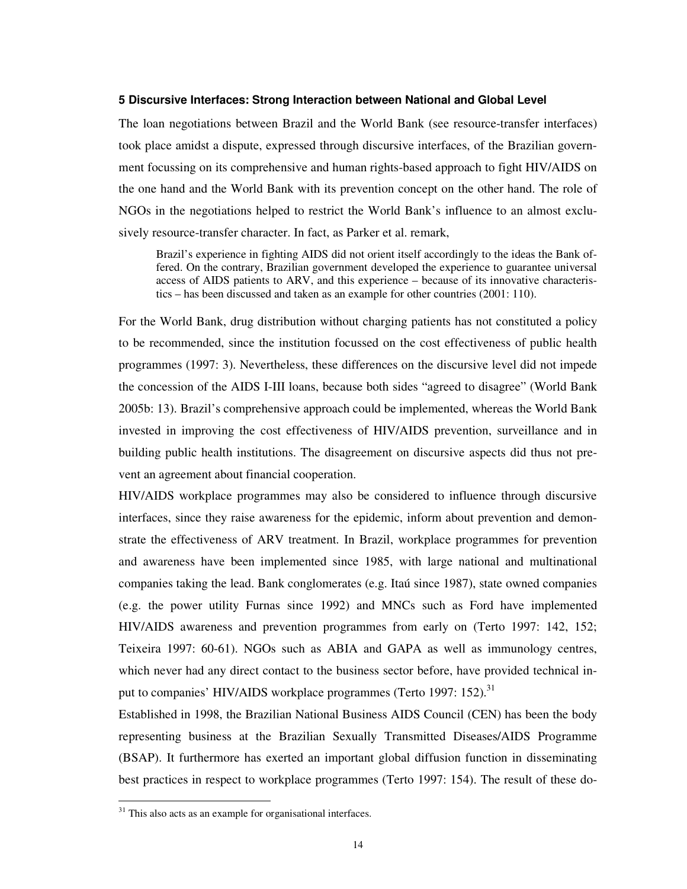### 5 Discursive Interfaces: Strong Interaction between National and Global Level

The loan negotiations between Brazil and the World Bank (see resource-transfer interfaces) took place amidst a dispute, expressed through discursive interfaces, of the Brazilian government focussing on its comprehensive and human rights-based approach to fight HIV/AIDS on the one hand and the World Bank with its prevention concept on the other hand. The role of NGOs in the negotiations helped to restrict the World Bank's influence to an almost exclusively resource-transfer character. In fact, as Parker et al. remark,

> Brazil's experience in fighting AIDS did not orient itself accordingly to the ideas the Bank offered. On the contrary, Brazilian government developed the experience to guarantee universal access of AIDS patients to ARV, and this experience – because of its innovative characteristics – has been discussed and taken as an example for other countries (2001: 110).

For the World Bank, drug distribution without charging patients has not constituted a policy to be recommended, since the institution focussed on the cost effectiveness of public health programmes (1997: 3). Nevertheless, these differences on the discursive level did not impede the concession of the AIDS I-III loans, because both sides "agreed to disagree" (World Bank 2005b: 13). Brazil's comprehensive approach could be implemented, whereas the World Bank invested in improving the cost effectiveness of HIV/AIDS prevention, surveillance and in building public health institutions. The disagreement on discursive aspects did thus not prevent an agreement about financial cooperation.

HIV/AIDS workplace programmes may also be considered to influence through discursive interfaces, since they raise awareness for the epidemic, inform about prevention and demonstrate the effectiveness of ARV treatment. In Brazil, workplace programmes for prevention and awareness have been implemented since 1985, with large national and multinational companies taking the lead. Bank conglomerates (e.g. Itaú since 1987), state owned companies (e.g. the power utility Furnas since 1992) and MNCs such as Ford have implemented HIV/AIDS awareness and prevention programmes from early on (Terto 1997: 142, 152; Teixeira 1997: 60-61). NGOs such as ABIA and GAPA as well as immunology centres, which never had any direct contact to the business sector before, have provided technical input to companies' HIV/AIDS workplace programmes (Terto 1997: 152).[31]

Established in 1998, the Brazilian National Business AIDS Council (CEN) has been the body representing business at the Brazilian Sexually Transmitted Diseases/AIDS Programme (BSAP). It furthermore has exerted an important global diffusion function in disseminating best practices in respect to workplace programmes (Terto 1997: 154). The result of these do-

[31] This also acts as an example for organisational interfaces.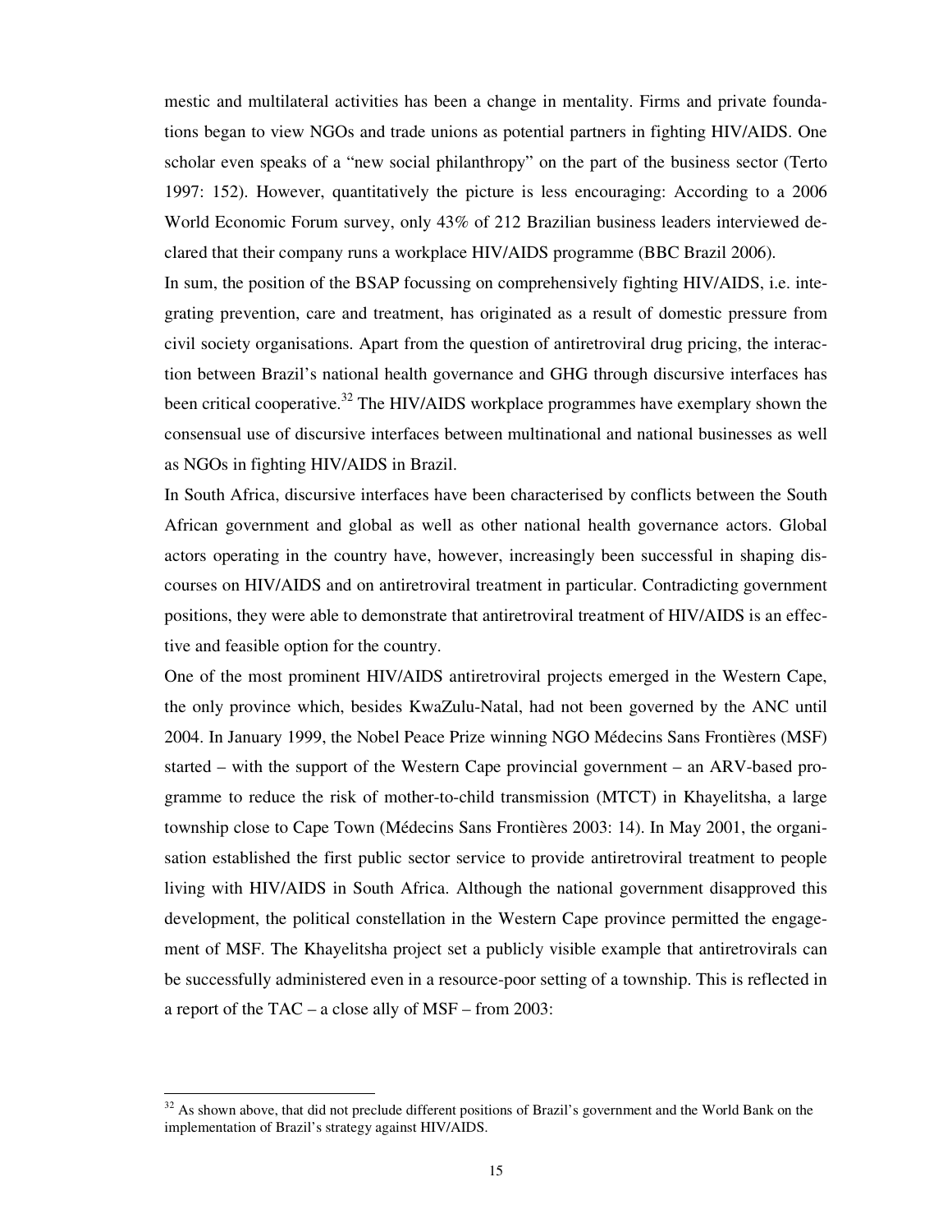mestic and multilateral activities has been a change in mentality. Firms and private foundations began to view NGOs and trade unions as potential partners in fighting HIV/AIDS. One scholar even speaks of a "new social philanthropy" on the part of the business sector (Terto 1997: 152). However, quantitatively the picture is less encouraging: According to a 2006 World Economic Forum survey, only 43% of 212 Brazilian business leaders interviewed declared that their company runs a workplace HIV/AIDS programme (BBC Brazil 2006).

In sum, the position of the BSAP focussing on comprehensively fighting HIV/AIDS, i.e. integrating prevention, care and treatment, has originated as a result of domestic pressure from civil society organisations. Apart from the question of antiretroviral drug pricing, the interaction between Brazil's national health governance and GHG through discursive interfaces has been critical cooperative.[32] The HIV/AIDS workplace programmes have exemplary shown the consensual use of discursive interfaces between multinational and national businesses as well as NGOs in fighting HIV/AIDS in Brazil.

In South Africa, discursive interfaces have been characterised by conflicts between the South African government and global as well as other national health governance actors. Global actors operating in the country have, however, increasingly been successful in shaping discourses on HIV/AIDS and on antiretroviral treatment in particular. Contradicting government positions, they were able to demonstrate that antiretroviral treatment of HIV/AIDS is an effective and feasible option for the country.

One of the most prominent HIV/AIDS antiretroviral projects emerged in the Western Cape, the only province which, besides KwaZulu-Natal, had not been governed by the ANC until 2004. In January 1999, the Nobel Peace Prize winning NGO Médecins Sans Frontières (MSF) started – with the support of the Western Cape provincial government – an ARV-based programme to reduce the risk of mother-to-child transmission (MTCT) in Khayelitsha, a large township close to Cape Town (Médecins Sans Frontières 2003: 14). In May 2001, the organisation established the first public sector service to provide antiretroviral treatment to people living with HIV/AIDS in South Africa. Although the national government disapproved this development, the political constellation in the Western Cape province permitted the engagement of MSF. The Khayelitsha project set a publicly visible example that antiretrovirals can be successfully administered even in a resource-poor setting of a township. This is reflected in a report of the TAC – a close ally of MSF – from 2003:

[32] As shown above, that did not preclude different positions of Brazil's government and the World Bank on the implementation of Brazil's strategy against HIV/AIDS.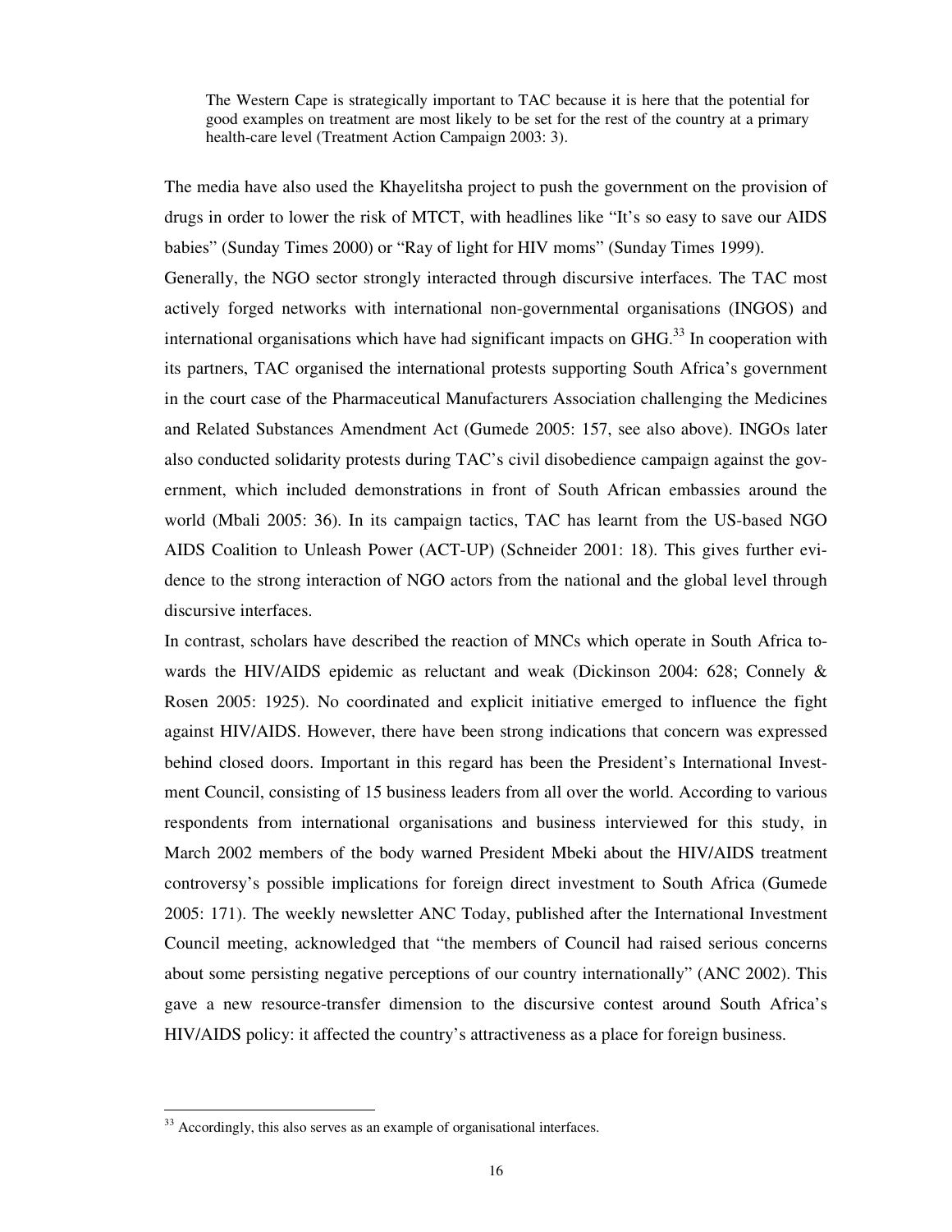> The Western Cape is strategically important to TAC because it is here that the potential for good examples on treatment are most likely to be set for the rest of the country at a primary health-care level (Treatment Action Campaign 2003: 3).

The media have also used the Khayelitsha project to push the government on the provision of drugs in order to lower the risk of MTCT, with headlines like "It's so easy to save our AIDS babies" (Sunday Times 2000) or "Ray of light for HIV moms" (Sunday Times 1999).

Generally, the NGO sector strongly interacted through discursive interfaces. The TAC most actively forged networks with international non-governmental organisations (INGOS) and international organisations which have had significant impacts on GHG.[33] In cooperation with its partners, TAC organised the international protests supporting South Africa's government in the court case of the Pharmaceutical Manufacturers Association challenging the Medicines and Related Substances Amendment Act (Gumede 2005: 157, see also above). INGOs later also conducted solidarity protests during TAC's civil disobedience campaign against the government, which included demonstrations in front of South African embassies around the world (Mbali 2005: 36). In its campaign tactics, TAC has learnt from the US-based NGO AIDS Coalition to Unleash Power (ACT-UP) (Schneider 2001: 18). This gives further evidence to the strong interaction of NGO actors from the national and the global level through discursive interfaces.

In contrast, scholars have described the reaction of MNCs which operate in South Africa towards the HIV/AIDS epidemic as reluctant and weak (Dickinson 2004: 628; Connely & Rosen 2005: 1925). No coordinated and explicit initiative emerged to influence the fight against HIV/AIDS. However, there have been strong indications that concern was expressed behind closed doors. Important in this regard has been the President's International Investment Council, consisting of 15 business leaders from all over the world. According to various respondents from international organisations and business interviewed for this study, in March 2002 members of the body warned President Mbeki about the HIV/AIDS treatment controversy's possible implications for foreign direct investment to South Africa (Gumede 2005: 171). The weekly newsletter ANC Today, published after the International Investment Council meeting, acknowledged that "the members of Council had raised serious concerns about some persisting negative perceptions of our country internationally" (ANC 2002). This gave a new resource-transfer dimension to the discursive contest around South Africa's HIV/AIDS policy: it affected the country's attractiveness as a place for foreign business.

[33] Accordingly, this also serves as an example of organisational interfaces.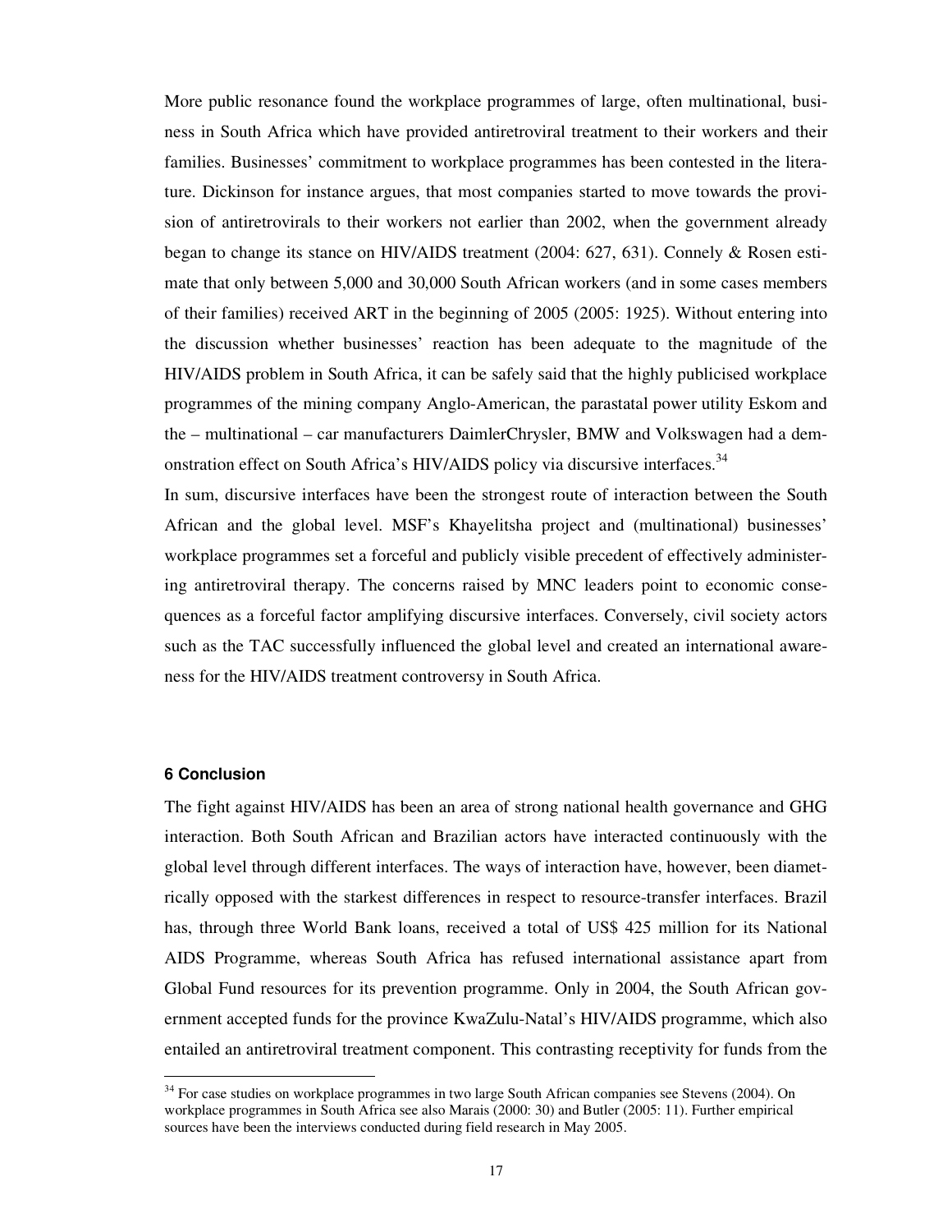More public resonance found the workplace programmes of large, often multinational, business in South Africa which have provided antiretroviral treatment to their workers and their families. Businesses' commitment to workplace programmes has been contested in the literature. Dickinson for instance argues, that most companies started to move towards the provision of antiretrovirals to their workers not earlier than 2002, when the government already began to change its stance on HIV/AIDS treatment (2004: 627, 631). Connely & Rosen estimate that only between 5,000 and 30,000 South African workers (and in some cases members of their families) received ART in the beginning of 2005 (2005: 1925). Without entering into the discussion whether businesses' reaction has been adequate to the magnitude of the HIV/AIDS problem in South Africa, it can be safely said that the highly publicised workplace programmes of the mining company Anglo-American, the parastatal power utility Eskom and the – multinational – car manufacturers DaimlerChrysler, BMW and Volkswagen had a demonstration effect on South Africa's HIV/AIDS policy via discursive interfaces.[34]

In sum, discursive interfaces have been the strongest route of interaction between the South African and the global level. MSF's Khayelitsha project and (multinational) businesses' workplace programmes set a forceful and publicly visible precedent of effectively administering antiretroviral therapy. The concerns raised by MNC leaders point to economic consequences as a forceful factor amplifying discursive interfaces. Conversely, civil society actors such as the TAC successfully influenced the global level and created an international awareness for the HIV/AIDS treatment controversy in South Africa.

## 6 Conclusion

The fight against HIV/AIDS has been an area of strong national health governance and GHG interaction. Both South African and Brazilian actors have interacted continuously with the global level through different interfaces. The ways of interaction have, however, been diametrically opposed with the starkest differences in respect to resource-transfer interfaces. Brazil has, through three World Bank loans, received a total of US$ 425 million for its National AIDS Programme, whereas South Africa has refused international assistance apart from Global Fund resources for its prevention programme. Only in 2004, the South African government accepted funds for the province KwaZulu-Natal's HIV/AIDS programme, which also entailed an antiretroviral treatment component. This contrasting receptivity for funds from the

---

[34] For case studies on workplace programmes in two large South African companies see Stevens (2004). On workplace programmes in South Africa see also Marais (2000: 30) and Butler (2005: 11). Further empirical sources have been the interviews conducted during field research in May 2005.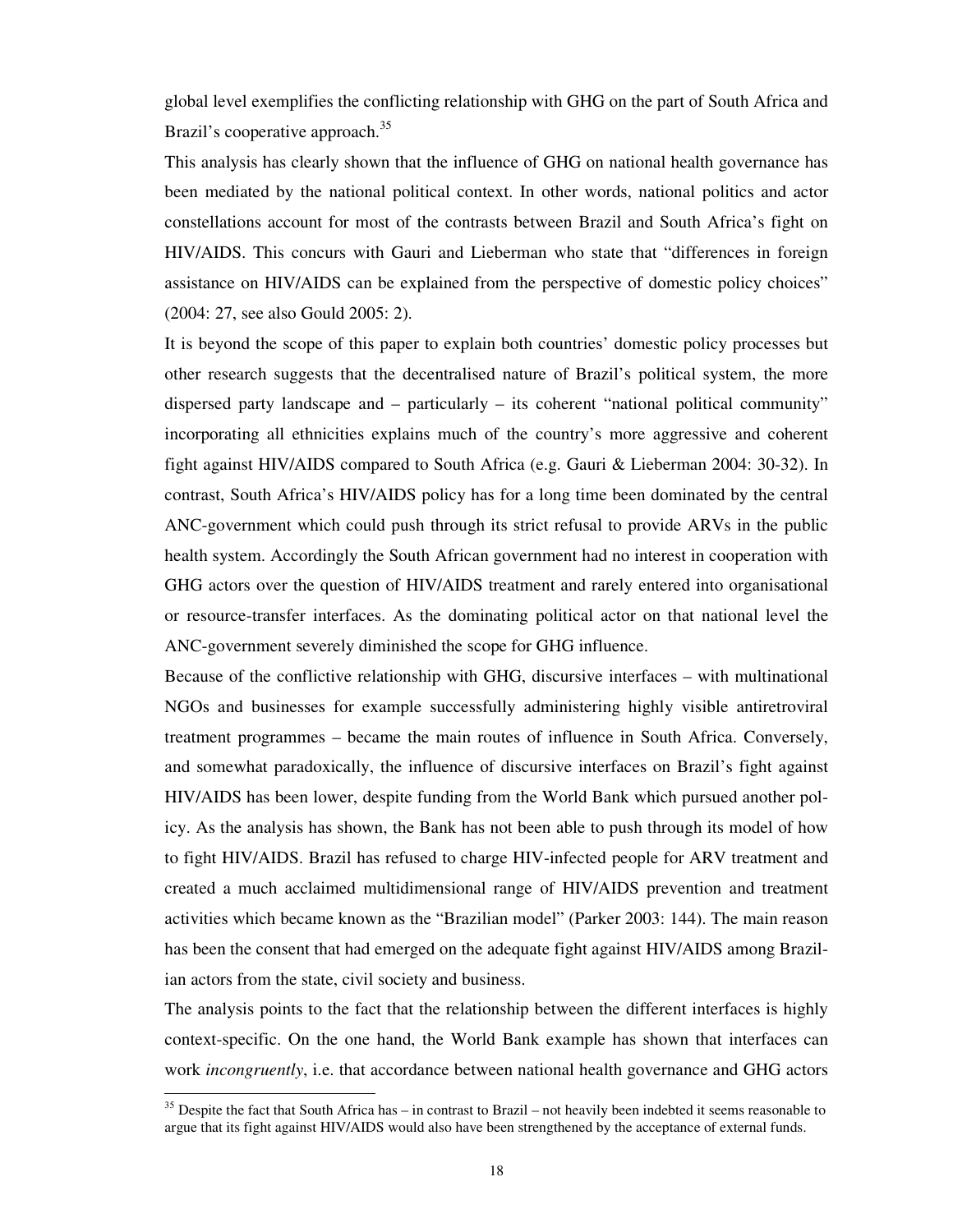global level exemplifies the conflicting relationship with GHG on the part of South Africa and Brazil's cooperative approach.[35]

This analysis has clearly shown that the influence of GHG on national health governance has been mediated by the national political context. In other words, national politics and actor constellations account for most of the contrasts between Brazil and South Africa's fight on HIV/AIDS. This concurs with Gauri and Lieberman who state that "differences in foreign assistance on HIV/AIDS can be explained from the perspective of domestic policy choices" (2004: 27, see also Gould 2005: 2).

It is beyond the scope of this paper to explain both countries' domestic policy processes but other research suggests that the decentralised nature of Brazil's political system, the more dispersed party landscape and – particularly – its coherent "national political community" incorporating all ethnicities explains much of the country's more aggressive and coherent fight against HIV/AIDS compared to South Africa (e.g. Gauri & Lieberman 2004: 30-32). In contrast, South Africa's HIV/AIDS policy has for a long time been dominated by the central ANC-government which could push through its strict refusal to provide ARVs in the public health system. Accordingly the South African government had no interest in cooperation with GHG actors over the question of HIV/AIDS treatment and rarely entered into organisational or resource-transfer interfaces. As the dominating political actor on that national level the ANC-government severely diminished the scope for GHG influence.

Because of the conflictive relationship with GHG, discursive interfaces – with multinational NGOs and businesses for example successfully administering highly visible antiretroviral treatment programmes – became the main routes of influence in South Africa. Conversely, and somewhat paradoxically, the influence of discursive interfaces on Brazil's fight against HIV/AIDS has been lower, despite funding from the World Bank which pursued another policy. As the analysis has shown, the Bank has not been able to push through its model of how to fight HIV/AIDS. Brazil has refused to charge HIV-infected people for ARV treatment and created a much acclaimed multidimensional range of HIV/AIDS prevention and treatment activities which became known as the "Brazilian model" (Parker 2003: 144). The main reason has been the consent that had emerged on the adequate fight against HIV/AIDS among Brazilian actors from the state, civil society and business.

The analysis points to the fact that the relationship between the different interfaces is highly context-specific. On the one hand, the World Bank example has shown that interfaces can work *incongruently*, i.e. that accordance between national health governance and GHG actors

[35] Despite the fact that South Africa has – in contrast to Brazil – not heavily been indebted it seems reasonable to argue that its fight against HIV/AIDS would also have been strengthened by the acceptance of external funds.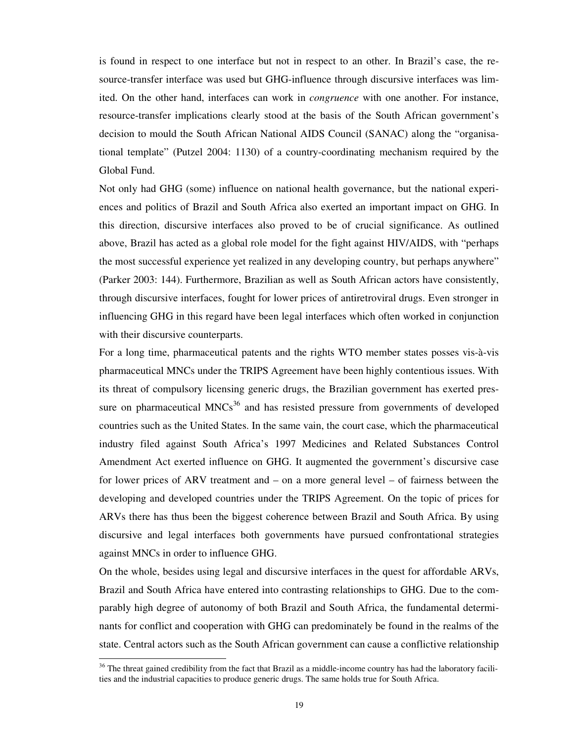is found in respect to one interface but not in respect to an other. In Brazil's case, the resource-transfer interface was used but GHG-influence through discursive interfaces was limited. On the other hand, interfaces can work in *congruence* with one another. For instance, resource-transfer implications clearly stood at the basis of the South African government's decision to mould the South African National AIDS Council (SANAC) along the "organisational template" (Putzel 2004: 1130) of a country-coordinating mechanism required by the Global Fund.

Not only had GHG (some) influence on national health governance, but the national experiences and politics of Brazil and South Africa also exerted an important impact on GHG. In this direction, discursive interfaces also proved to be of crucial significance. As outlined above, Brazil has acted as a global role model for the fight against HIV/AIDS, with "perhaps the most successful experience yet realized in any developing country, but perhaps anywhere" (Parker 2003: 144). Furthermore, Brazilian as well as South African actors have consistently, through discursive interfaces, fought for lower prices of antiretroviral drugs. Even stronger in influencing GHG in this regard have been legal interfaces which often worked in conjunction with their discursive counterparts.

For a long time, pharmaceutical patents and the rights WTO member states posses vis-à-vis pharmaceutical MNCs under the TRIPS Agreement have been highly contentious issues. With its threat of compulsory licensing generic drugs, the Brazilian government has exerted pressure on pharmaceutical MNCs[36] and has resisted pressure from governments of developed countries such as the United States. In the same vain, the court case, which the pharmaceutical industry filed against South Africa's 1997 Medicines and Related Substances Control Amendment Act exerted influence on GHG. It augmented the government's discursive case for lower prices of ARV treatment and – on a more general level – of fairness between the developing and developed countries under the TRIPS Agreement. On the topic of prices for ARVs there has thus been the biggest coherence between Brazil and South Africa. By using discursive and legal interfaces both governments have pursued confrontational strategies against MNCs in order to influence GHG.

On the whole, besides using legal and discursive interfaces in the quest for affordable ARVs, Brazil and South Africa have entered into contrasting relationships to GHG. Due to the comparably high degree of autonomy of both Brazil and South Africa, the fundamental determinants for conflict and cooperation with GHG can predominately be found in the realms of the state. Central actors such as the South African government can cause a conflictive relationship

[36] The threat gained credibility from the fact that Brazil as a middle-income country has had the laboratory facilities and the industrial capacities to produce generic drugs. The same holds true for South Africa.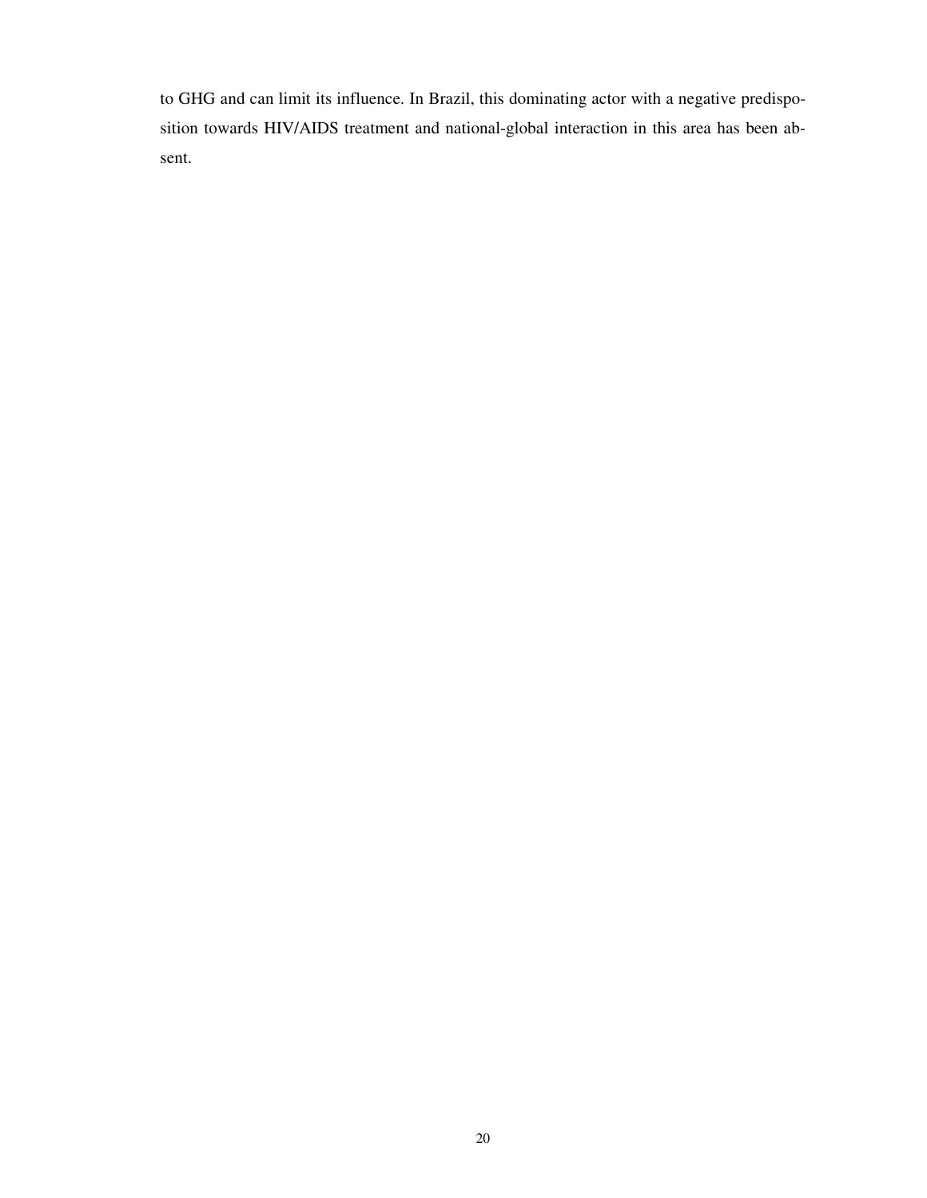to GHG and can limit its influence. In Brazil, this dominating actor with a negative predisposition towards HIV/AIDS treatment and national-global interaction in this area has been absent.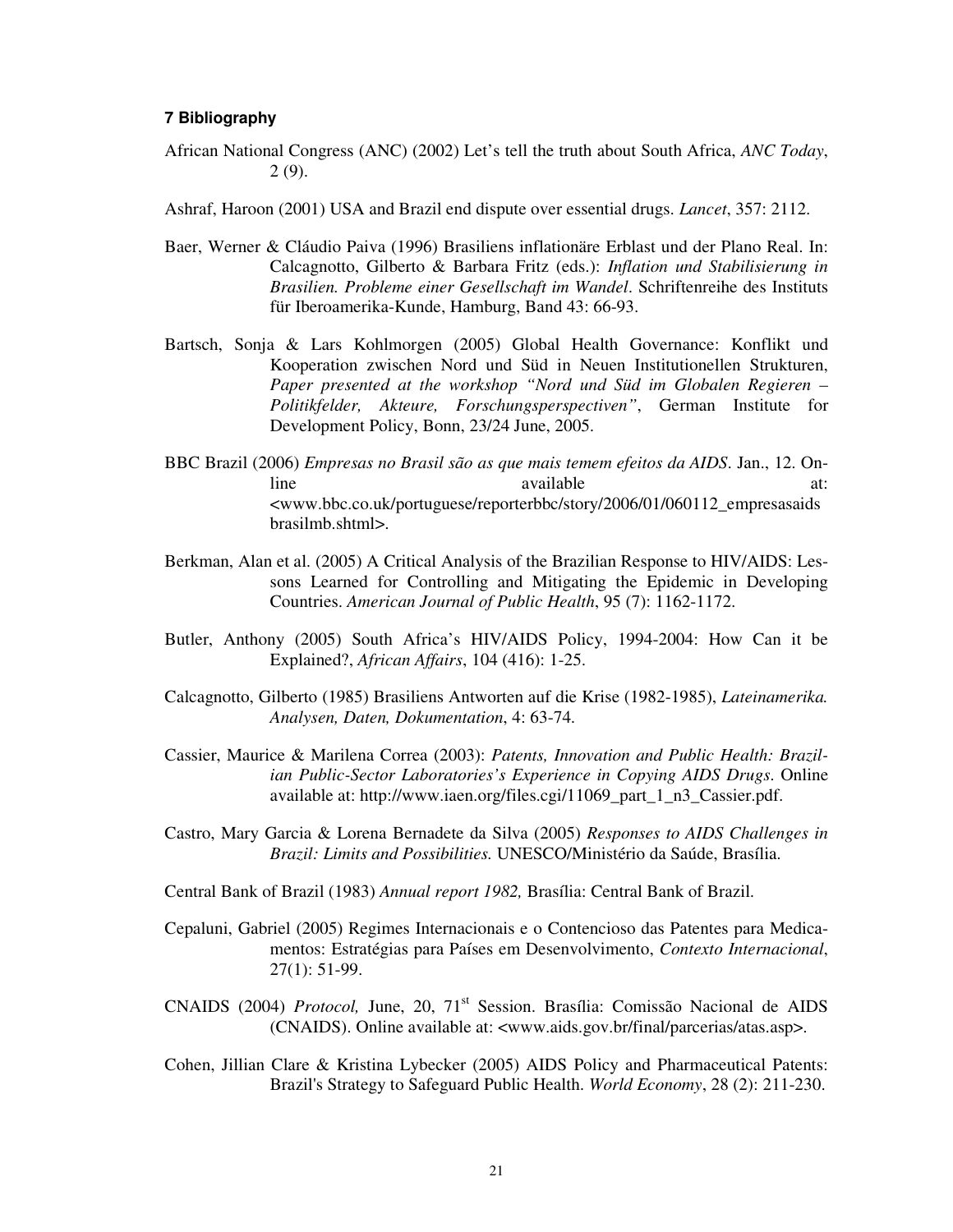### 7 Bibliography

African National Congress (ANC) (2002) Let's tell the truth about South Africa, *ANC Today*, 2 (9).

Ashraf, Haroon (2001) USA and Brazil end dispute over essential drugs. *Lancet*, 357: 2112.

Baer, Werner & Cláudio Paiva (1996) Brasiliens inflationäre Erblast und der Plano Real. In: Calcagnotto, Gilberto & Barbara Fritz (eds.): *Inflation und Stabilisierung in Brasilien. Probleme einer Gesellschaft im Wandel*. Schriftenreihe des Instituts für Iberoamerika-Kunde, Hamburg, Band 43: 66-93.

Bartsch, Sonja & Lars Kohlmorgen (2005) Global Health Governance: Konflikt und Kooperation zwischen Nord und Süd in Neuen Institutionellen Strukturen, *Paper presented at the workshop "Nord und Süd im Globalen Regieren – Politikfelder, Akteure, Forschungsperspectiven"*, German Institute for Development Policy, Bonn, 23/24 June, 2005.

BBC Brazil (2006) *Empresas no Brasil são as que mais temem efeitos da AIDS*. Jan., 12. Online available at: <www.bbc.co.uk/portuguese/reporterbbc/story/2006/01/060112_empresasaidsbrasilmb.shtml>.

Berkman, Alan et al. (2005) A Critical Analysis of the Brazilian Response to HIV/AIDS: Lessons Learned for Controlling and Mitigating the Epidemic in Developing Countries. *American Journal of Public Health*, 95 (7): 1162-1172.

Butler, Anthony (2005) South Africa's HIV/AIDS Policy, 1994-2004: How Can it be Explained?, *African Affairs*, 104 (416): 1-25.

Calcagnotto, Gilberto (1985) Brasiliens Antworten auf die Krise (1982-1985), *Lateinamerika. Analysen, Daten, Dokumentation*, 4: 63-74.

Cassier, Maurice & Marilena Correa (2003): *Patents, Innovation and Public Health: Brazilian Public-Sector Laboratories's Experience in Copying AIDS Drugs*. Online available at: http://www.iaen.org/files.cgi/11069_part_1_n3_Cassier.pdf.

Castro, Mary Garcia & Lorena Bernadete da Silva (2005) *Responses to AIDS Challenges in Brazil: Limits and Possibilities.* UNESCO/Ministério da Saúde, Brasília.

Central Bank of Brazil (1983) *Annual report 1982,* Brasília: Central Bank of Brazil.

Cepaluni, Gabriel (2005) Regimes Internacionais e o Contencioso das Patentes para Medicamentos: Estratégias para Países em Desenvolvimento, *Contexto Internacional*, 27(1): 51-99.

CNAIDS (2004) *Protocol,* June, 20, 71st Session. Brasília: Comissão Nacional de AIDS (CNAIDS). Online available at: <www.aids.gov.br/final/parcerias/atas.asp>.

Cohen, Jillian Clare & Kristina Lybecker (2005) AIDS Policy and Pharmaceutical Patents: Brazil's Strategy to Safeguard Public Health. *World Economy*, 28 (2): 211-230.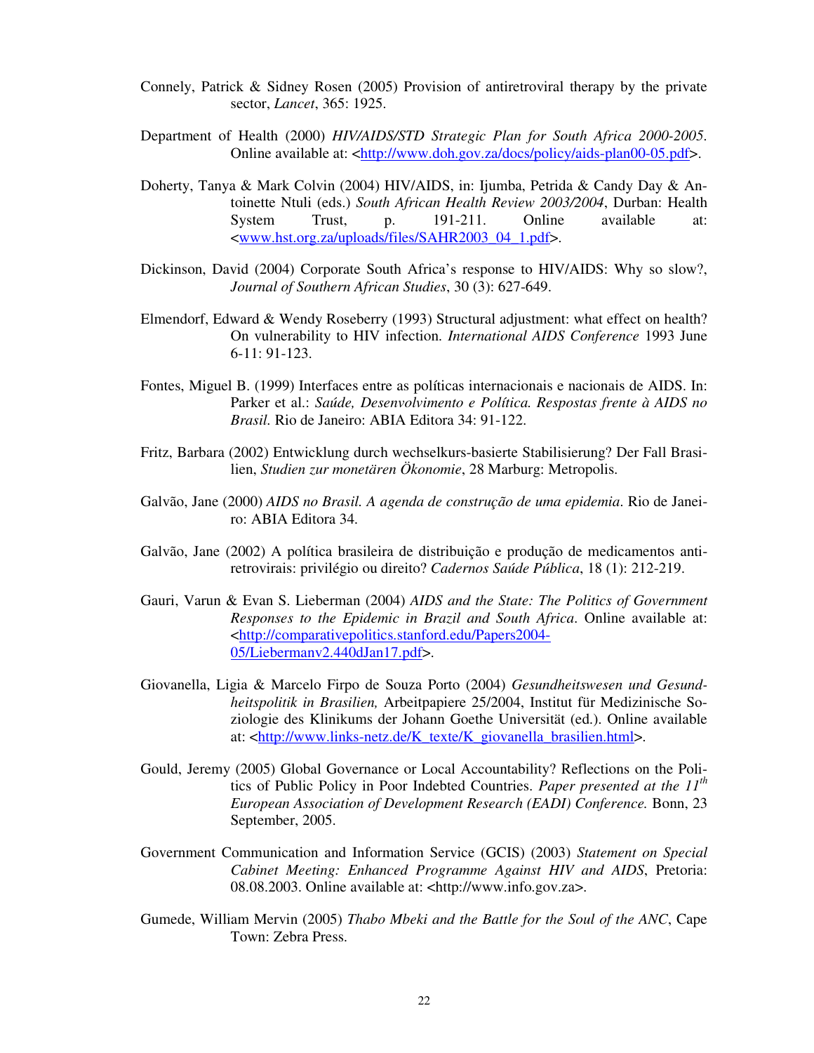Connely, Patrick & Sidney Rosen (2005) Provision of antiretroviral therapy by the private sector, *Lancet*, 365: 1925.

Department of Health (2000) *HIV/AIDS/STD Strategic Plan for South Africa 2000-2005*. Online available at: <http://www.doh.gov.za/docs/policy/aids-plan00-05.pdf>.

Doherty, Tanya & Mark Colvin (2004) HIV/AIDS, in: Ijumba, Petrida & Candy Day & Antoinette Ntuli (eds.) *South African Health Review 2003/2004*, Durban: Health System Trust, p. 191-211. Online available at: <www.hst.org.za/uploads/files/SAHR2003_04_1.pdf>.

Dickinson, David (2004) Corporate South Africa's response to HIV/AIDS: Why so slow?, *Journal of Southern African Studies*, 30 (3): 627-649.

Elmendorf, Edward & Wendy Roseberry (1993) Structural adjustment: what effect on health? On vulnerability to HIV infection. *International AIDS Conference* 1993 June 6-11: 91-123.

Fontes, Miguel B. (1999) Interfaces entre as políticas internacionais e nacionais de AIDS. In: Parker et al.: *Saúde, Desenvolvimento e Política. Respostas frente à AIDS no Brasil.* Rio de Janeiro: ABIA Editora 34: 91-122.

Fritz, Barbara (2002) Entwicklung durch wechselkurs-basierte Stabilisierung? Der Fall Brasilien, *Studien zur monetären Ökonomie*, 28 Marburg: Metropolis.

Galvão, Jane (2000) *AIDS no Brasil. A agenda de construção de uma epidemia*. Rio de Janeiro: ABIA Editora 34.

Galvão, Jane (2002) A política brasileira de distribuição e produção de medicamentos antiretrovirais: privilégio ou direito? *Cadernos Saúde Pública*, 18 (1): 212-219.

Gauri, Varun & Evan S. Lieberman (2004) *AIDS and the State: The Politics of Government Responses to the Epidemic in Brazil and South Africa*. Online available at: <http://comparativepolitics.stanford.edu/Papers2004-05/Liebermanv2.440dJan17.pdf>.

Giovanella, Ligia & Marcelo Firpo de Souza Porto (2004) *Gesundheitswesen und Gesundheitspolitik in Brasilien,* Arbeitpapiere 25/2004, Institut für Medizinische Soziologie des Klinikums der Johann Goethe Universität (ed.). Online available at: <http://www.links-netz.de/K_texte/K_giovanella_brasilien.html>.

Gould, Jeremy (2005) Global Governance or Local Accountability? Reflections on the Politics of Public Policy in Poor Indebted Countries. *Paper presented at the 11th European Association of Development Research (EADI) Conference.* Bonn, 23 September, 2005.

Government Communication and Information Service (GCIS) (2003) *Statement on Special Cabinet Meeting: Enhanced Programme Against HIV and AIDS*, Pretoria: 08.08.2003. Online available at: <http://www.info.gov.za>.

Gumede, William Mervin (2005) *Thabo Mbeki and the Battle for the Soul of the ANC*, Cape Town: Zebra Press.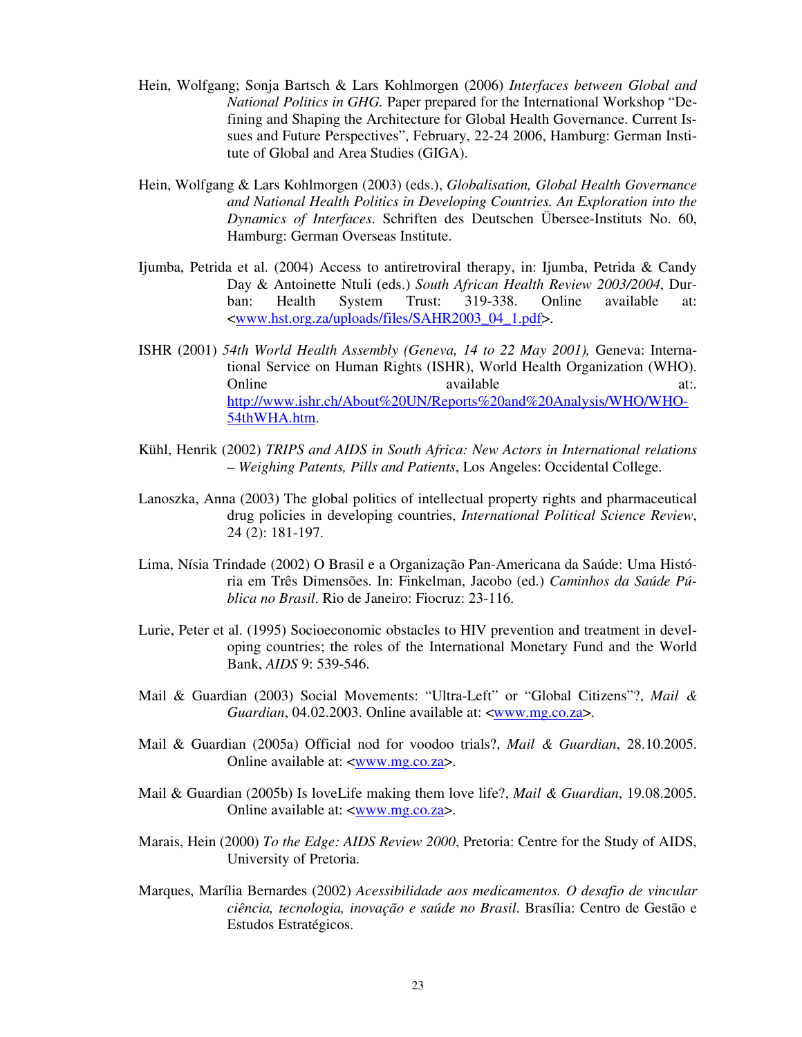Hein, Wolfgang; Sonja Bartsch & Lars Kohlmorgen (2006) *Interfaces between Global and National Politics in GHG.* Paper prepared for the International Workshop "Defining and Shaping the Architecture for Global Health Governance. Current Issues and Future Perspectives", February, 22-24 2006, Hamburg: German Institute of Global and Area Studies (GIGA).

Hein, Wolfgang & Lars Kohlmorgen (2003) (eds.), *Globalisation, Global Health Governance and National Health Politics in Developing Countries. An Exploration into the Dynamics of Interfaces*. Schriften des Deutschen Übersee-Instituts No. 60, Hamburg: German Overseas Institute.

Ijumba, Petrida et al. (2004) Access to antiretroviral therapy, in: Ijumba, Petrida & Candy Day & Antoinette Ntuli (eds.) *South African Health Review 2003/2004*, Durban: Health System Trust: 319-338. Online available at: <www.hst.org.za/uploads/files/SAHR2003_04_1.pdf>.

ISHR (2001) *54th World Health Assembly (Geneva, 14 to 22 May 2001),* Geneva: International Service on Human Rights (ISHR), World Health Organization (WHO). Online available at:. http://www.ishr.ch/About%20UN/Reports%20and%20Analysis/WHO/WHO-54thWHA.htm.

Kühl, Henrik (2002) *TRIPS and AIDS in South Africa: New Actors in International relations – Weighing Patents, Pills and Patients*, Los Angeles: Occidental College.

Lanoszka, Anna (2003) The global politics of intellectual property rights and pharmaceutical drug policies in developing countries, *International Political Science Review*, 24 (2): 181-197.

Lima, Nísia Trindade (2002) O Brasil e a Organização Pan-Americana da Saúde: Uma História em Três Dimensões. In: Finkelman, Jacobo (ed.) *Caminhos da Saúde Pública no Brasil*. Rio de Janeiro: Fiocruz: 23-116.

Lurie, Peter et al. (1995) Socioeconomic obstacles to HIV prevention and treatment in developing countries; the roles of the International Monetary Fund and the World Bank, *AIDS* 9: 539-546.

Mail & Guardian (2003) Social Movements: "Ultra-Left" or "Global Citizens"?, *Mail & Guardian*, 04.02.2003. Online available at: <www.mg.co.za>.

Mail & Guardian (2005a) Official nod for voodoo trials?, *Mail & Guardian*, 28.10.2005. Online available at: <www.mg.co.za>.

Mail & Guardian (2005b) Is loveLife making them love life?, *Mail & Guardian*, 19.08.2005. Online available at: <www.mg.co.za>.

Marais, Hein (2000) *To the Edge: AIDS Review 2000*, Pretoria: Centre for the Study of AIDS, University of Pretoria.

Marques, Marília Bernardes (2002) *Acessibilidade aos medicamentos. O desafio de vincular ciência, tecnologia, inovação e saúde no Brasil*. Brasília: Centro de Gestão e Estudos Estratégicos.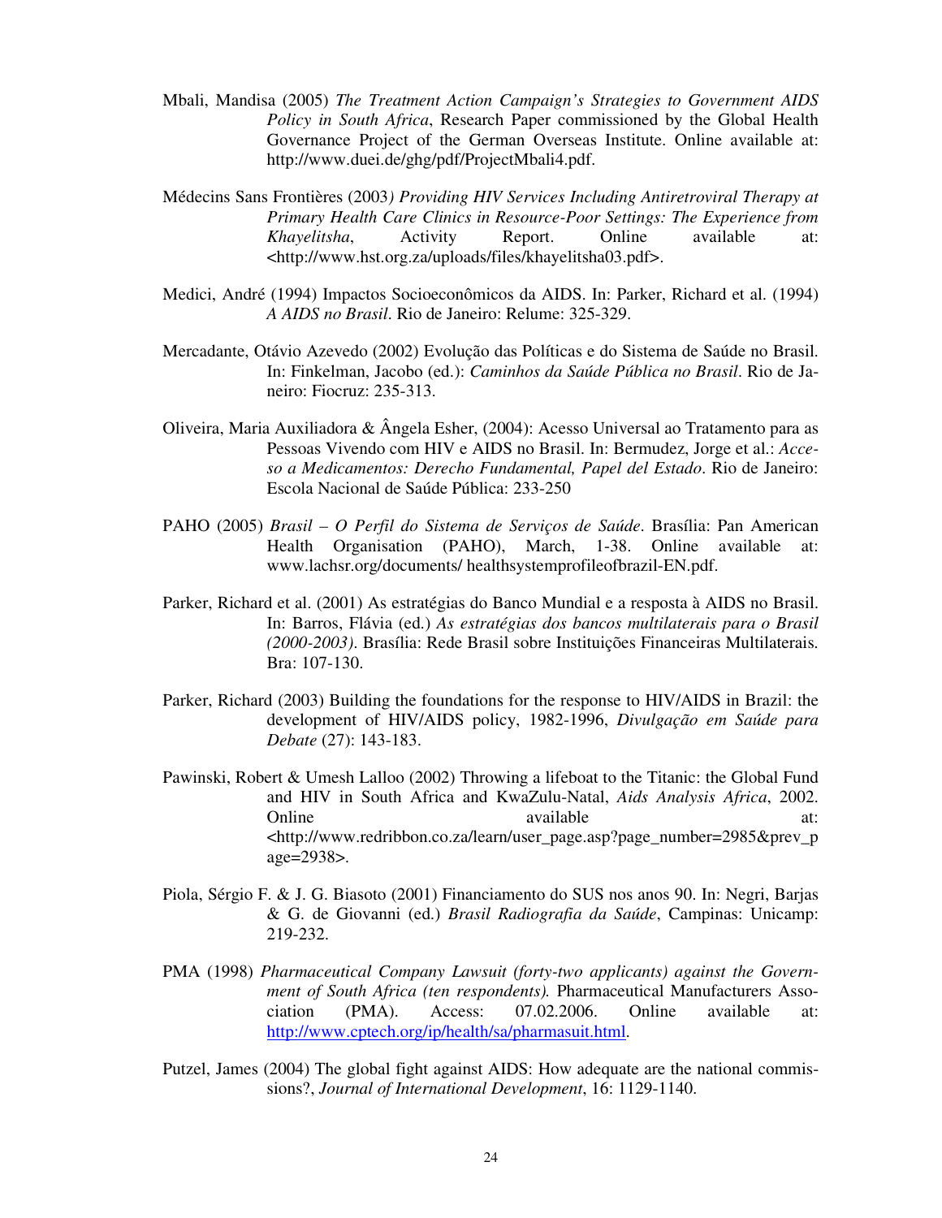Mbali, Mandisa (2005) *The Treatment Action Campaign's Strategies to Government AIDS Policy in South Africa*, Research Paper commissioned by the Global Health Governance Project of the German Overseas Institute. Online available at: http://www.duei.de/ghg/pdf/ProjectMbali4.pdf.

Médecins Sans Frontières (2003*) Providing HIV Services Including Antiretroviral Therapy at Primary Health Care Clinics in Resource-Poor Settings: The Experience from Khayelitsha*, Activity Report. Online available at: <http://www.hst.org.za/uploads/files/khayelitsha03.pdf>.

Medici, André (1994) Impactos Socioeconômicos da AIDS. In: Parker, Richard et al. (1994) *A AIDS no Brasil*. Rio de Janeiro: Relume: 325-329.

Mercadante, Otávio Azevedo (2002) Evolução das Políticas e do Sistema de Saúde no Brasil. In: Finkelman, Jacobo (ed.): *Caminhos da Saúde Pública no Brasil*. Rio de Janeiro: Fiocruz: 235-313.

Oliveira, Maria Auxiliadora & Ângela Esher, (2004): Acesso Universal ao Tratamento para as Pessoas Vivendo com HIV e AIDS no Brasil. In: Bermudez, Jorge et al.: *Acceso a Medicamentos: Derecho Fundamental, Papel del Estado*. Rio de Janeiro: Escola Nacional de Saúde Pública: 233-250

PAHO (2005) *Brasil – O Perfil do Sistema de Serviços de Saúde*. Brasília: Pan American Health Organisation (PAHO), March, 1-38. Online available at: www.lachsr.org/documents/ healthsystemprofileofbrazil-EN.pdf.

Parker, Richard et al. (2001) As estratégias do Banco Mundial e a resposta à AIDS no Brasil. In: Barros, Flávia (ed.) *As estratégias dos bancos multilaterais para o Brasil (2000-2003)*. Brasília: Rede Brasil sobre Instituições Financeiras Multilaterais. Bra: 107-130.

Parker, Richard (2003) Building the foundations for the response to HIV/AIDS in Brazil: the development of HIV/AIDS policy, 1982-1996, *Divulgação em Saúde para Debate* (27): 143-183.

Pawinski, Robert & Umesh Lalloo (2002) Throwing a lifeboat to the Titanic: the Global Fund and HIV in South Africa and KwaZulu-Natal, *Aids Analysis Africa*, 2002. Online available at: <http://www.redribbon.co.za/learn/user_page.asp?page_number=2985&prev_page=2938>.

Piola, Sérgio F. & J. G. Biasoto (2001) Financiamento do SUS nos anos 90. In: Negri, Barjas & G. de Giovanni (ed.) *Brasil Radiografia da Saúde*, Campinas: Unicamp: 219-232.

PMA (1998) *Pharmaceutical Company Lawsuit (forty-two applicants) against the Government of South Africa (ten respondents).* Pharmaceutical Manufacturers Association (PMA). Access: 07.02.2006. Online available at: http://www.cptech.org/ip/health/sa/pharmasuit.html.

Putzel, James (2004) The global fight against AIDS: How adequate are the national commissions?, *Journal of International Development*, 16: 1129-1140.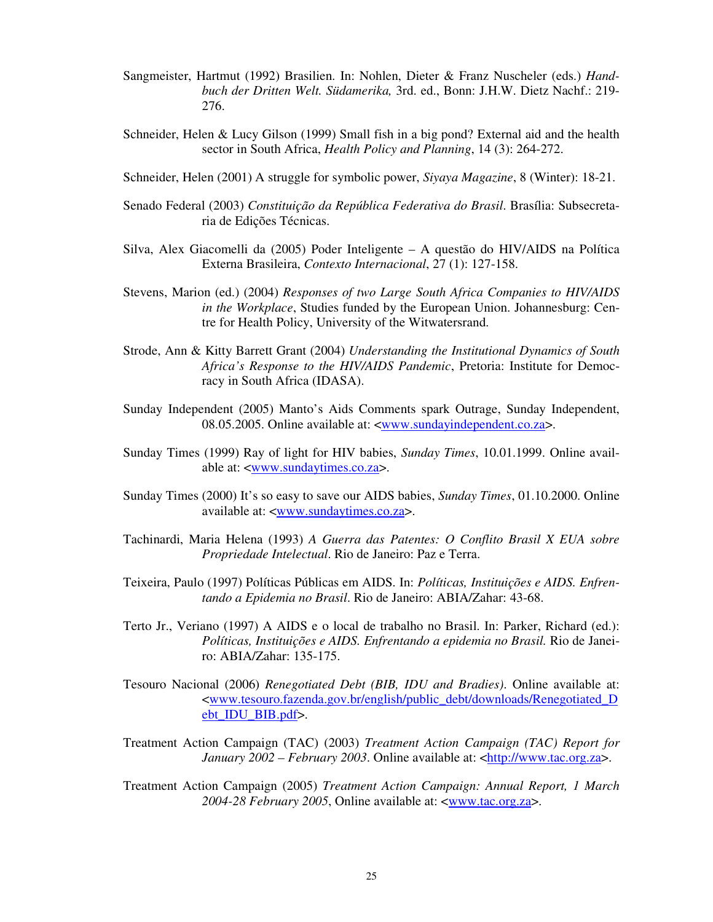Sangmeister, Hartmut (1992) Brasilien. In: Nohlen, Dieter & Franz Nuscheler (eds.) *Handbuch der Dritten Welt. Südamerika,* 3rd. ed., Bonn: J.H.W. Dietz Nachf.: 219-276.

Schneider, Helen & Lucy Gilson (1999) Small fish in a big pond? External aid and the health sector in South Africa, *Health Policy and Planning*, 14 (3): 264-272.

Schneider, Helen (2001) A struggle for symbolic power, *Siyaya Magazine*, 8 (Winter): 18-21.

Senado Federal (2003) *Constituição da República Federativa do Brasil*. Brasília: Subsecretaria de Edições Técnicas.

Silva, Alex Giacomelli da (2005) Poder Inteligente – A questão do HIV/AIDS na Política Externa Brasileira, *Contexto Internacional*, 27 (1): 127-158.

Stevens, Marion (ed.) (2004) *Responses of two Large South Africa Companies to HIV/AIDS in the Workplace*, Studies funded by the European Union. Johannesburg: Centre for Health Policy, University of the Witwatersrand.

Strode, Ann & Kitty Barrett Grant (2004) *Understanding the Institutional Dynamics of South Africa's Response to the HIV/AIDS Pandemic*, Pretoria: Institute for Democracy in South Africa (IDASA).

Sunday Independent (2005) Manto's Aids Comments spark Outrage, Sunday Independent, 08.05.2005. Online available at: <www.sundayindependent.co.za>.

Sunday Times (1999) Ray of light for HIV babies, *Sunday Times*, 10.01.1999. Online available at: <www.sundaytimes.co.za>.

Sunday Times (2000) It's so easy to save our AIDS babies, *Sunday Times*, 01.10.2000. Online available at: <www.sundaytimes.co.za>.

Tachinardi, Maria Helena (1993) *A Guerra das Patentes: O Conflito Brasil X EUA sobre Propriedade Intelectual*. Rio de Janeiro: Paz e Terra.

Teixeira, Paulo (1997) Políticas Públicas em AIDS. In: *Políticas, Instituições e AIDS. Enfrentando a Epidemia no Brasil*. Rio de Janeiro: ABIA/Zahar: 43-68.

Terto Jr., Veriano (1997) A AIDS e o local de trabalho no Brasil. In: Parker, Richard (ed.): *Políticas, Instituições e AIDS. Enfrentando a epidemia no Brasil.* Rio de Janeiro: ABIA/Zahar: 135-175.

Tesouro Nacional (2006) *Renegotiated Debt (BIB, IDU and Bradies)*. Online available at: <www.tesouro.fazenda.gov.br/english/public_debt/downloads/Renegotiated_Debt_IDU_BIB.pdf>.

Treatment Action Campaign (TAC) (2003) *Treatment Action Campaign (TAC) Report for January 2002 – February 2003*. Online available at: <http://www.tac.org.za>.

Treatment Action Campaign (2005) *Treatment Action Campaign: Annual Report, 1 March 2004-28 February 2005*, Online available at: <www.tac.org.za>.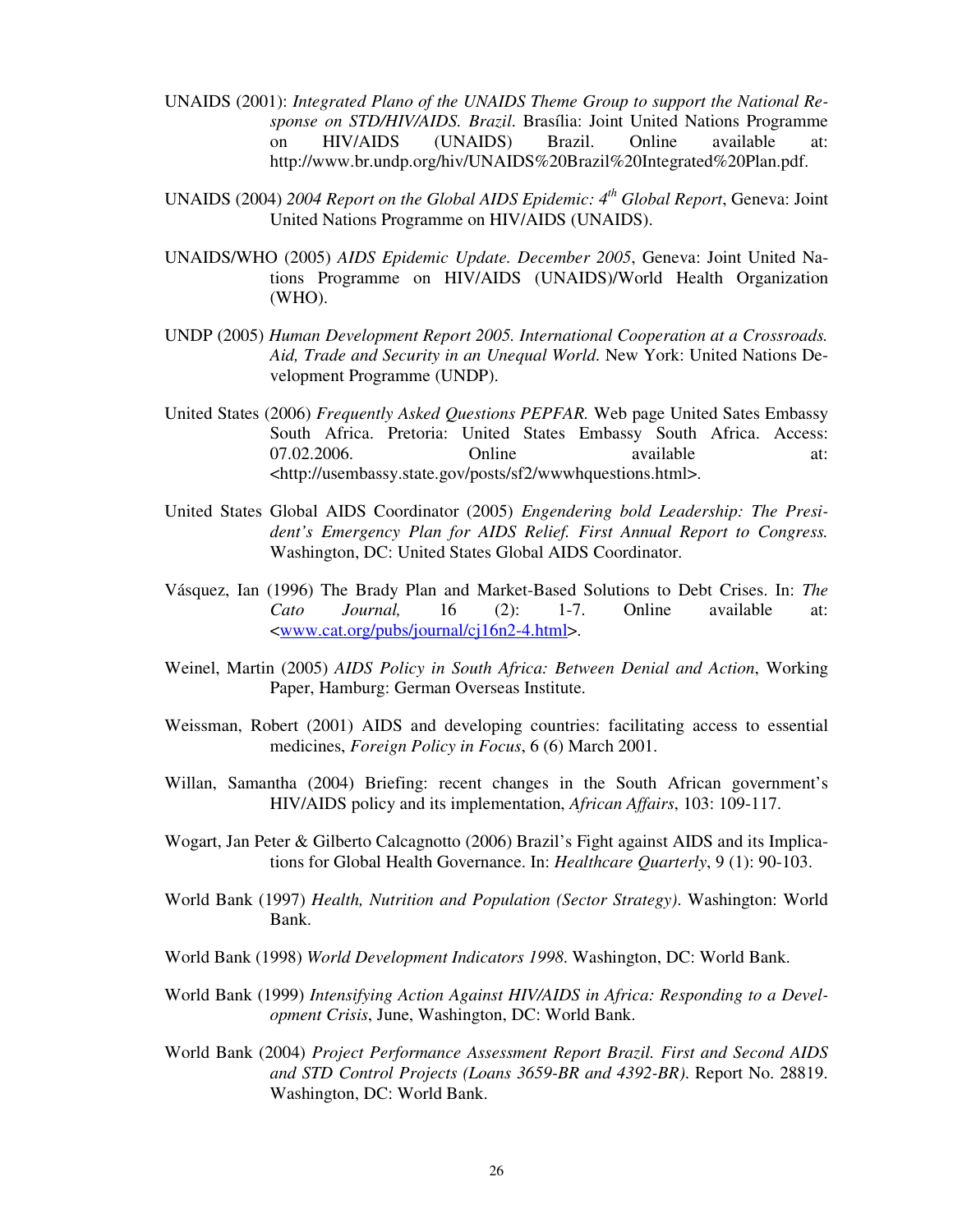UNAIDS (2001): *Integrated Plano of the UNAIDS Theme Group to support the National Response on STD/HIV/AIDS. Brazil*. Brasília: Joint United Nations Programme on HIV/AIDS (UNAIDS) Brazil. Online available at: http://www.br.undp.org/hiv/UNAIDS%20Brazil%20Integrated%20Plan.pdf.

UNAIDS (2004) *2004 Report on the Global AIDS Epidemic: 4th Global Report*, Geneva: Joint United Nations Programme on HIV/AIDS (UNAIDS).

UNAIDS/WHO (2005) *AIDS Epidemic Update. December 2005*, Geneva: Joint United Nations Programme on HIV/AIDS (UNAIDS)/World Health Organization (WHO).

UNDP (2005) *Human Development Report 2005. International Cooperation at a Crossroads. Aid, Trade and Security in an Unequal World*. New York: United Nations Development Programme (UNDP).

United States (2006) *Frequently Asked Questions PEPFAR.* Web page United Sates Embassy South Africa. Pretoria: United States Embassy South Africa. Access: 07.02.2006. Online available at: <http://usembassy.state.gov/posts/sf2/wwwhquestions.html>.

United States Global AIDS Coordinator (2005) *Engendering bold Leadership: The President's Emergency Plan for AIDS Relief. First Annual Report to Congress.* Washington, DC: United States Global AIDS Coordinator.

Vásquez, Ian (1996) The Brady Plan and Market-Based Solutions to Debt Crises. In: *The Cato Journal,* 16 (2): 1-7. Online available at: <www.cat.org/pubs/journal/cj16n2-4.html>.

Weinel, Martin (2005) *AIDS Policy in South Africa: Between Denial and Action*, Working Paper, Hamburg: German Overseas Institute.

Weissman, Robert (2001) AIDS and developing countries: facilitating access to essential medicines, *Foreign Policy in Focus*, 6 (6) March 2001.

Willan, Samantha (2004) Briefing: recent changes in the South African government's HIV/AIDS policy and its implementation, *African Affairs*, 103: 109-117.

Wogart, Jan Peter & Gilberto Calcagnotto (2006) Brazil's Fight against AIDS and its Implications for Global Health Governance. In: *Healthcare Quarterly*, 9 (1): 90-103.

World Bank (1997) *Health, Nutrition and Population (Sector Strategy)*. Washington: World Bank.

World Bank (1998) *World Development Indicators 1998*. Washington, DC: World Bank.

World Bank (1999) *Intensifying Action Against HIV/AIDS in Africa: Responding to a Development Crisis*, June, Washington, DC: World Bank.

World Bank (2004) *Project Performance Assessment Report Brazil. First and Second AIDS and STD Control Projects (Loans 3659-BR and 4392-BR)*. Report No. 28819. Washington, DC: World Bank.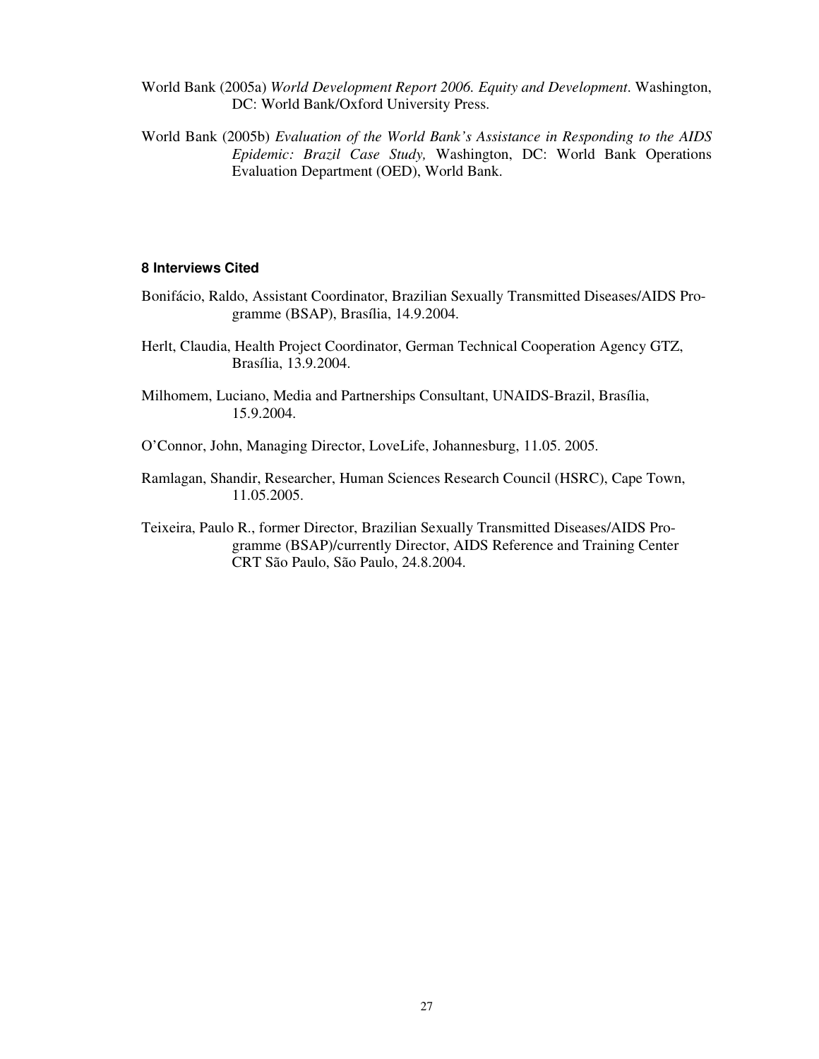World Bank (2005a) *World Development Report 2006. Equity and Development*. Washington, DC: World Bank/Oxford University Press.

World Bank (2005b) *Evaluation of the World Bank's Assistance in Responding to the AIDS Epidemic: Brazil Case Study,* Washington, DC: World Bank Operations Evaluation Department (OED), World Bank.

#### 8 Interviews Cited

Bonifácio, Raldo, Assistant Coordinator, Brazilian Sexually Transmitted Diseases/AIDS Programme (BSAP), Brasília, 14.9.2004.

Herlt, Claudia, Health Project Coordinator, German Technical Cooperation Agency GTZ, Brasília, 13.9.2004.

Milhomem, Luciano, Media and Partnerships Consultant, UNAIDS-Brazil, Brasília, 15.9.2004.

O'Connor, John, Managing Director, LoveLife, Johannesburg, 11.05. 2005.

Ramlagan, Shandir, Researcher, Human Sciences Research Council (HSRC), Cape Town, 11.05.2005.

Teixeira, Paulo R., former Director, Brazilian Sexually Transmitted Diseases/AIDS Programme (BSAP)/currently Director, AIDS Reference and Training Center CRT São Paulo, São Paulo, 24.8.2004.